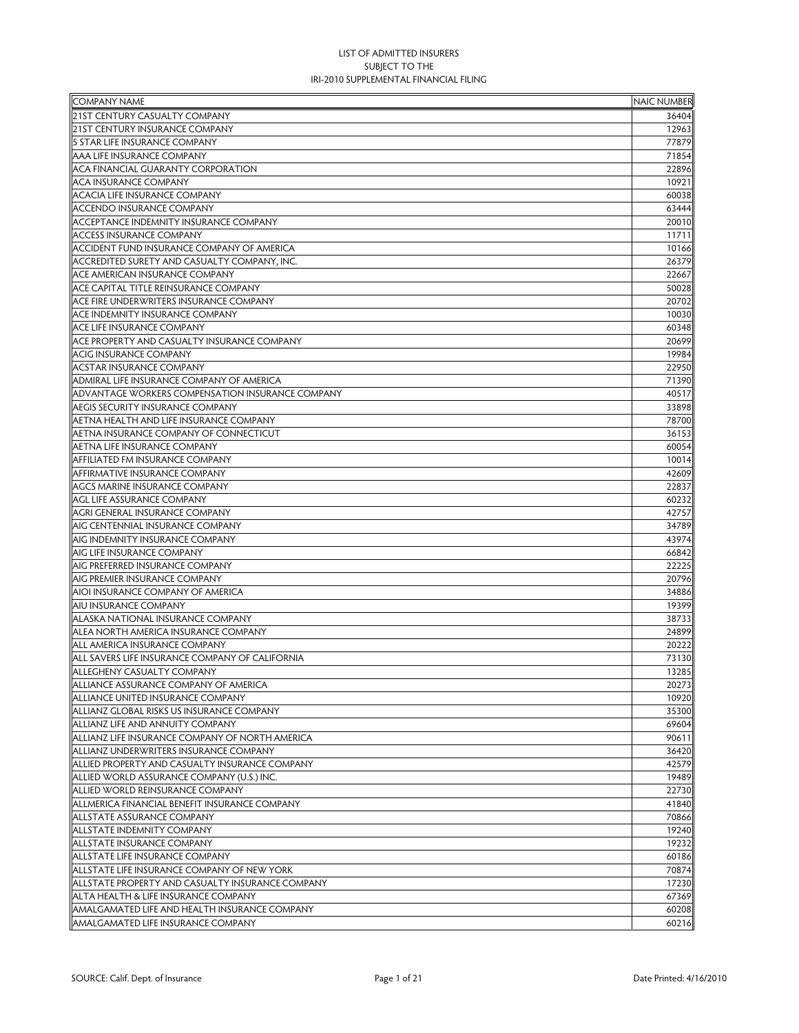# LIST OF ADMITTED INSURERS
## SUBJECT TO THE
## IRI-2010 SUPPLEMENTAL FINANCIAL FILING

| COMPANY NAME | NAIC NUMBER |
|---|---|
| 21ST CENTURY CASUALTY COMPANY | 36404 |
| 21ST CENTURY INSURANCE COMPANY | 12963 |
| 5 STAR LIFE INSURANCE COMPANY | 77879 |
| AAA LIFE INSURANCE COMPANY | 71854 |
| ACA FINANCIAL GUARANTY CORPORATION | 22896 |
| ACA INSURANCE COMPANY | 10921 |
| ACACIA LIFE INSURANCE COMPANY | 60038 |
| ACCENDO INSURANCE COMPANY | 63444 |
| ACCEPTANCE INDEMNITY INSURANCE COMPANY | 20010 |
| ACCESS INSURANCE COMPANY | 11711 |
| ACCIDENT FUND INSURANCE COMPANY OF AMERICA | 10166 |
| ACCREDITED SURETY AND CASUALTY COMPANY, INC. | 26379 |
| ACE AMERICAN INSURANCE COMPANY | 22667 |
| ACE CAPITAL TITLE REINSURANCE COMPANY | 50028 |
| ACE FIRE UNDERWRITERS INSURANCE COMPANY | 20702 |
| ACE INDEMNITY INSURANCE COMPANY | 10030 |
| ACE LIFE INSURANCE COMPANY | 60348 |
| ACE PROPERTY AND CASUALTY INSURANCE COMPANY | 20699 |
| ACIG INSURANCE COMPANY | 19984 |
| ACSTAR INSURANCE COMPANY | 22950 |
| ADMIRAL LIFE INSURANCE COMPANY OF AMERICA | 71390 |
| ADVANTAGE WORKERS COMPENSATION INSURANCE COMPANY | 40517 |
| AEGIS SECURITY INSURANCE COMPANY | 33898 |
| AETNA HEALTH AND LIFE INSURANCE COMPANY | 78700 |
| AETNA INSURANCE COMPANY OF CONNECTICUT | 36153 |
| AETNA LIFE INSURANCE COMPANY | 60054 |
| AFFILIATED FM INSURANCE COMPANY | 10014 |
| AFFIRMATIVE INSURANCE COMPANY | 42609 |
| AGCS MARINE INSURANCE COMPANY | 22837 |
| AGL LIFE ASSURANCE COMPANY | 60232 |
| AGRI GENERAL INSURANCE COMPANY | 42757 |
| AIG CENTENNIAL INSURANCE COMPANY | 34789 |
| AIG INDEMNITY INSURANCE COMPANY | 43974 |
| AIG LIFE INSURANCE COMPANY | 66842 |
| AIG PREFERRED INSURANCE COMPANY | 22225 |
| AIG PREMIER INSURANCE COMPANY | 20796 |
| AIOI INSURANCE COMPANY OF AMERICA | 34886 |
| AIU INSURANCE COMPANY | 19399 |
| ALASKA NATIONAL INSURANCE COMPANY | 38733 |
| ALEA NORTH AMERICA INSURANCE COMPANY | 24899 |
| ALL AMERICA INSURANCE COMPANY | 20222 |
| ALL SAVERS LIFE INSURANCE COMPANY OF CALIFORNIA | 73130 |
| ALLEGHENY CASUALTY COMPANY | 13285 |
| ALLIANCE ASSURANCE COMPANY OF AMERICA | 20273 |
| ALLIANCE UNITED INSURANCE COMPANY | 10920 |
| ALLIANZ GLOBAL RISKS US INSURANCE COMPANY | 35300 |
| ALLIANZ LIFE AND ANNUITY COMPANY | 69604 |
| ALLIANZ LIFE INSURANCE COMPANY OF NORTH AMERICA | 90611 |
| ALLIANZ UNDERWRITERS INSURANCE COMPANY | 36420 |
| ALLIED PROPERTY AND CASUALTY INSURANCE COMPANY | 42579 |
| ALLIED WORLD ASSURANCE COMPANY (U.S.) INC. | 19489 |
| ALLIED WORLD REINSURANCE COMPANY | 22730 |
| ALLMERICA FINANCIAL BENEFIT INSURANCE COMPANY | 41840 |
| ALLSTATE ASSURANCE COMPANY | 70866 |
| ALLSTATE INDEMNITY COMPANY | 19240 |
| ALLSTATE INSURANCE COMPANY | 19232 |
| ALLSTATE LIFE INSURANCE COMPANY | 60186 |
| ALLSTATE LIFE INSURANCE COMPANY OF NEW YORK | 70874 |
| ALLSTATE PROPERTY AND CASUALTY INSURANCE COMPANY | 17230 |
| ALTA HEALTH & LIFE INSURANCE COMPANY | 67369 |
| AMALGAMATED LIFE AND HEALTH INSURANCE COMPANY | 60208 |
| AMALGAMATED LIFE INSURANCE COMPANY | 60216 |

SOURCE: Calif. Dept. of Insurance

Date Printed: 4/16/2010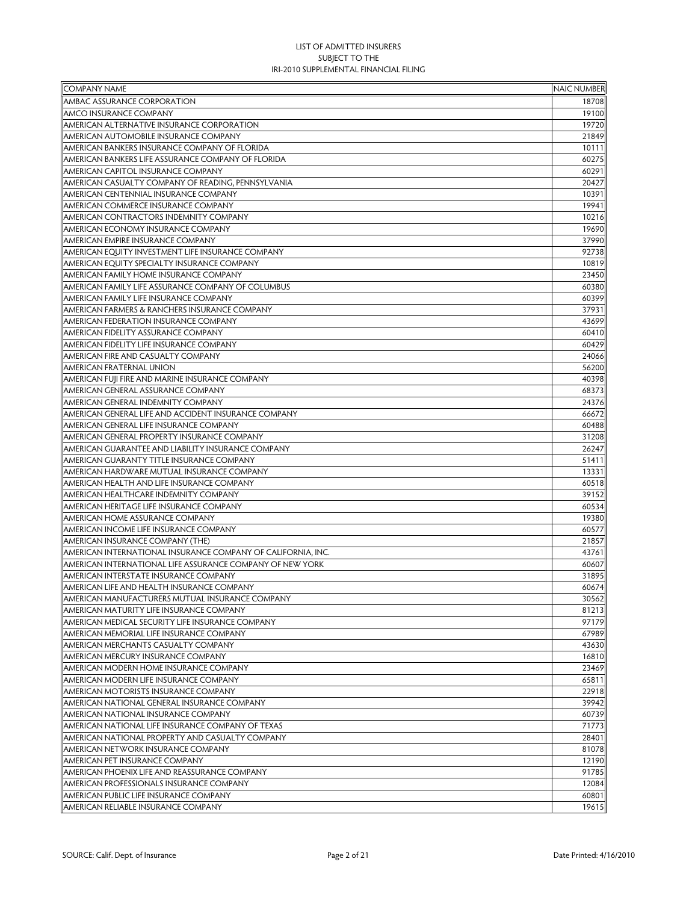LIST OF ADMITTED INSURERS
SUBJECT TO THE
IRI-2010 SUPPLEMENTAL FINANCIAL FILING

| COMPANY NAME | NAIC NUMBER |
|---|---|
| AMBAC ASSURANCE CORPORATION | 18708 |
| AMCO INSURANCE COMPANY | 19100 |
| AMERICAN ALTERNATIVE INSURANCE CORPORATION | 19720 |
| AMERICAN AUTOMOBILE INSURANCE COMPANY | 21849 |
| AMERICAN BANKERS INSURANCE COMPANY OF FLORIDA | 10111 |
| AMERICAN BANKERS LIFE ASSURANCE COMPANY OF FLORIDA | 60275 |
| AMERICAN CAPITOL INSURANCE COMPANY | 60291 |
| AMERICAN CASUALTY COMPANY OF READING, PENNSYLVANIA | 20427 |
| AMERICAN CENTENNIAL INSURANCE COMPANY | 10391 |
| AMERICAN COMMERCE INSURANCE COMPANY | 19941 |
| AMERICAN CONTRACTORS INDEMNITY COMPANY | 10216 |
| AMERICAN ECONOMY INSURANCE COMPANY | 19690 |
| AMERICAN EMPIRE INSURANCE COMPANY | 37990 |
| AMERICAN EQUITY INVESTMENT LIFE INSURANCE COMPANY | 92738 |
| AMERICAN EQUITY SPECIALTY INSURANCE COMPANY | 10819 |
| AMERICAN FAMILY HOME INSURANCE COMPANY | 23450 |
| AMERICAN FAMILY LIFE ASSURANCE COMPANY OF COLUMBUS | 60380 |
| AMERICAN FAMILY LIFE INSURANCE COMPANY | 60399 |
| AMERICAN FARMERS & RANCHERS INSURANCE COMPANY | 37931 |
| AMERICAN FEDERATION INSURANCE COMPANY | 43699 |
| AMERICAN FIDELITY ASSURANCE COMPANY | 60410 |
| AMERICAN FIDELITY LIFE INSURANCE COMPANY | 60429 |
| AMERICAN FIRE AND CASUALTY COMPANY | 24066 |
| AMERICAN FRATERNAL UNION | 56200 |
| AMERICAN FUJI FIRE AND MARINE INSURANCE COMPANY | 40398 |
| AMERICAN GENERAL ASSURANCE COMPANY | 68373 |
| AMERICAN GENERAL INDEMNITY COMPANY | 24376 |
| AMERICAN GENERAL LIFE AND ACCIDENT INSURANCE COMPANY | 66672 |
| AMERICAN GENERAL LIFE INSURANCE COMPANY | 60488 |
| AMERICAN GENERAL PROPERTY INSURANCE COMPANY | 31208 |
| AMERICAN GUARANTEE AND LIABILITY INSURANCE COMPANY | 26247 |
| AMERICAN GUARANTY TITLE INSURANCE COMPANY | 51411 |
| AMERICAN HARDWARE MUTUAL INSURANCE COMPANY | 13331 |
| AMERICAN HEALTH AND LIFE INSURANCE COMPANY | 60518 |
| AMERICAN HEALTHCARE INDEMNITY COMPANY | 39152 |
| AMERICAN HERITAGE LIFE INSURANCE COMPANY | 60534 |
| AMERICAN HOME ASSURANCE COMPANY | 19380 |
| AMERICAN INCOME LIFE INSURANCE COMPANY | 60577 |
| AMERICAN INSURANCE COMPANY (THE) | 21857 |
| AMERICAN INTERNATIONAL INSURANCE COMPANY OF CALIFORNIA, INC. | 43761 |
| AMERICAN INTERNATIONAL LIFE ASSURANCE COMPANY OF NEW YORK | 60607 |
| AMERICAN INTERSTATE INSURANCE COMPANY | 31895 |
| AMERICAN LIFE AND HEALTH INSURANCE COMPANY | 60674 |
| AMERICAN MANUFACTURERS MUTUAL INSURANCE COMPANY | 30562 |
| AMERICAN MATURITY LIFE INSURANCE COMPANY | 81213 |
| AMERICAN MEDICAL SECURITY LIFE INSURANCE COMPANY | 97179 |
| AMERICAN MEMORIAL LIFE INSURANCE COMPANY | 67989 |
| AMERICAN MERCHANTS CASUALTY COMPANY | 43630 |
| AMERICAN MERCURY INSURANCE COMPANY | 16810 |
| AMERICAN MODERN HOME INSURANCE COMPANY | 23469 |
| AMERICAN MODERN LIFE INSURANCE COMPANY | 65811 |
| AMERICAN MOTORISTS INSURANCE COMPANY | 22918 |
| AMERICAN NATIONAL GENERAL INSURANCE COMPANY | 39942 |
| AMERICAN NATIONAL INSURANCE COMPANY | 60739 |
| AMERICAN NATIONAL LIFE INSURANCE COMPANY OF TEXAS | 71773 |
| AMERICAN NATIONAL PROPERTY AND CASUALTY COMPANY | 28401 |
| AMERICAN NETWORK INSURANCE COMPANY | 81078 |
| AMERICAN PET INSURANCE COMPANY | 12190 |
| AMERICAN PHOENIX LIFE AND REASSURANCE COMPANY | 91785 |
| AMERICAN PROFESSIONALS INSURANCE COMPANY | 12084 |
| AMERICAN PUBLIC LIFE INSURANCE COMPANY | 60801 |
| AMERICAN RELIABLE INSURANCE COMPANY | 19615 |

SOURCE: Calif. Dept. of Insurance

Date Printed: 4/16/2010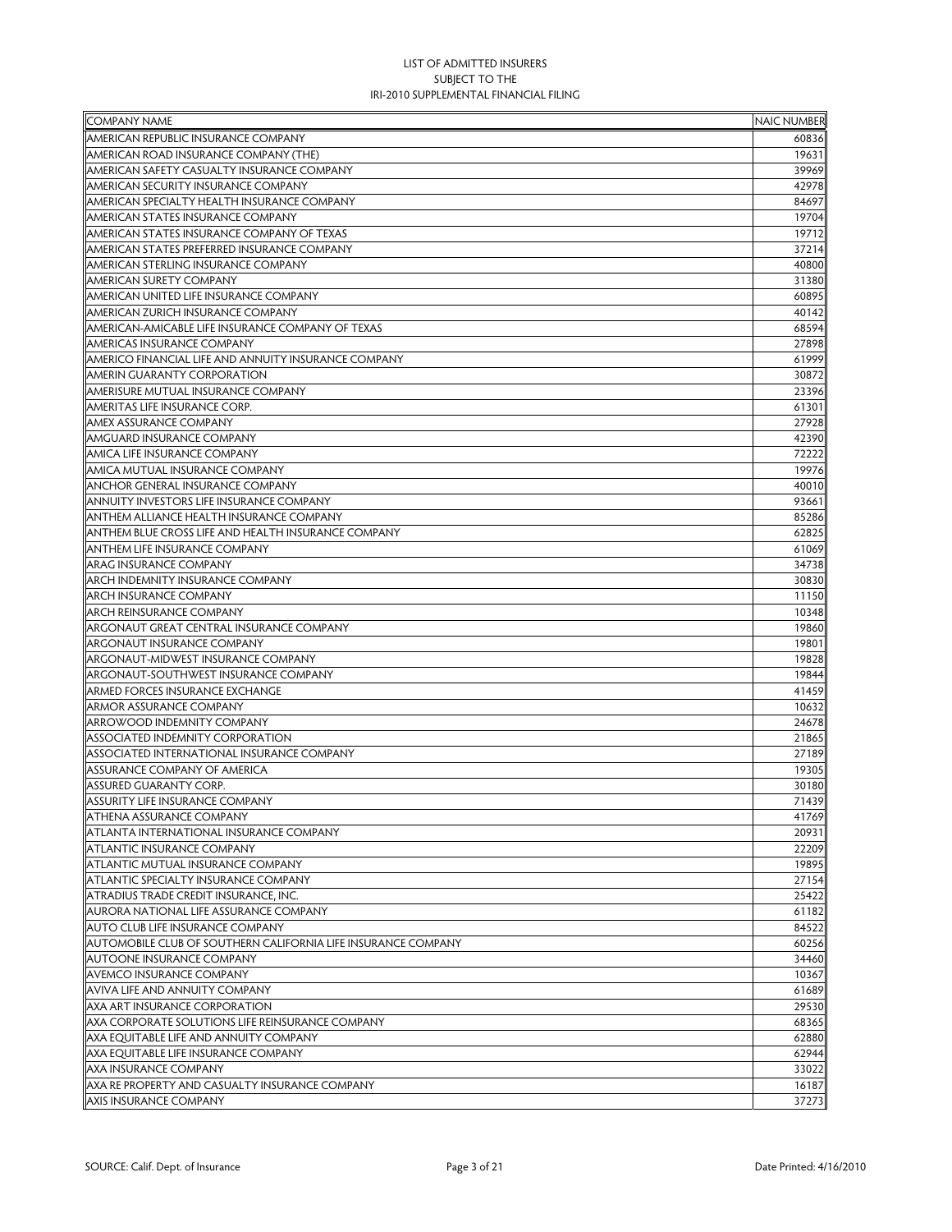LIST OF ADMITTED INSURERS
SUBJECT TO THE
IRI-2010 SUPPLEMENTAL FINANCIAL FILING

| COMPANY NAME | NAIC NUMBER |
|---|---|
| AMERICAN REPUBLIC INSURANCE COMPANY | 60836 |
| AMERICAN ROAD INSURANCE COMPANY (THE) | 19631 |
| AMERICAN SAFETY CASUALTY INSURANCE COMPANY | 39969 |
| AMERICAN SECURITY INSURANCE COMPANY | 42978 |
| AMERICAN SPECIALTY HEALTH INSURANCE COMPANY | 84697 |
| AMERICAN STATES INSURANCE COMPANY | 19704 |
| AMERICAN STATES INSURANCE COMPANY OF TEXAS | 19712 |
| AMERICAN STATES PREFERRED INSURANCE COMPANY | 37214 |
| AMERICAN STERLING INSURANCE COMPANY | 40800 |
| AMERICAN SURETY COMPANY | 31380 |
| AMERICAN UNITED LIFE INSURANCE COMPANY | 60895 |
| AMERICAN ZURICH INSURANCE COMPANY | 40142 |
| AMERICAN-AMICABLE LIFE INSURANCE COMPANY OF TEXAS | 68594 |
| AMERICAS INSURANCE COMPANY | 27898 |
| AMERICO FINANCIAL LIFE AND ANNUITY INSURANCE COMPANY | 61999 |
| AMERIN GUARANTY CORPORATION | 30872 |
| AMERISURE MUTUAL INSURANCE COMPANY | 23396 |
| AMERITAS LIFE INSURANCE CORP. | 61301 |
| AMEX ASSURANCE COMPANY | 27928 |
| AMGUARD INSURANCE COMPANY | 42390 |
| AMICA LIFE INSURANCE COMPANY | 72222 |
| AMICA MUTUAL INSURANCE COMPANY | 19976 |
| ANCHOR GENERAL INSURANCE COMPANY | 40010 |
| ANNUITY INVESTORS LIFE INSURANCE COMPANY | 93661 |
| ANTHEM ALLIANCE HEALTH INSURANCE COMPANY | 85286 |
| ANTHEM BLUE CROSS LIFE AND HEALTH INSURANCE COMPANY | 62825 |
| ANTHEM LIFE INSURANCE COMPANY | 61069 |
| ARAG INSURANCE COMPANY | 34738 |
| ARCH INDEMNITY INSURANCE COMPANY | 30830 |
| ARCH INSURANCE COMPANY | 11150 |
| ARCH REINSURANCE COMPANY | 10348 |
| ARGONAUT GREAT CENTRAL INSURANCE COMPANY | 19860 |
| ARGONAUT INSURANCE COMPANY | 19801 |
| ARGONAUT-MIDWEST INSURANCE COMPANY | 19828 |
| ARGONAUT-SOUTHWEST INSURANCE COMPANY | 19844 |
| ARMED FORCES INSURANCE EXCHANGE | 41459 |
| ARMOR ASSURANCE COMPANY | 10632 |
| ARROWOOD INDEMNITY COMPANY | 24678 |
| ASSOCIATED INDEMNITY CORPORATION | 21865 |
| ASSOCIATED INTERNATIONAL INSURANCE COMPANY | 27189 |
| ASSURANCE COMPANY OF AMERICA | 19305 |
| ASSURED GUARANTY CORP. | 30180 |
| ASSURITY LIFE INSURANCE COMPANY | 71439 |
| ATHENA ASSURANCE COMPANY | 41769 |
| ATLANTA INTERNATIONAL INSURANCE COMPANY | 20931 |
| ATLANTIC INSURANCE COMPANY | 22209 |
| ATLANTIC MUTUAL INSURANCE COMPANY | 19895 |
| ATLANTIC SPECIALTY INSURANCE COMPANY | 27154 |
| ATRADIUS TRADE CREDIT INSURANCE, INC. | 25422 |
| AURORA NATIONAL LIFE ASSURANCE COMPANY | 61182 |
| AUTO CLUB LIFE INSURANCE COMPANY | 84522 |
| AUTOMOBILE CLUB OF SOUTHERN CALIFORNIA LIFE INSURANCE COMPANY | 60256 |
| AUTOONE INSURANCE COMPANY | 34460 |
| AVEMCO INSURANCE COMPANY | 10367 |
| AVIVA LIFE AND ANNUITY COMPANY | 61689 |
| AXA ART INSURANCE CORPORATION | 29530 |
| AXA CORPORATE SOLUTIONS LIFE REINSURANCE COMPANY | 68365 |
| AXA EQUITABLE LIFE AND ANNUITY COMPANY | 62880 |
| AXA EQUITABLE LIFE INSURANCE COMPANY | 62944 |
| AXA INSURANCE COMPANY | 33022 |
| AXA RE PROPERTY AND CASUALTY INSURANCE COMPANY | 16187 |
| AXIS INSURANCE COMPANY | 37273 |

SOURCE: Calif. Dept. of Insurance | Date Printed: 4/16/2010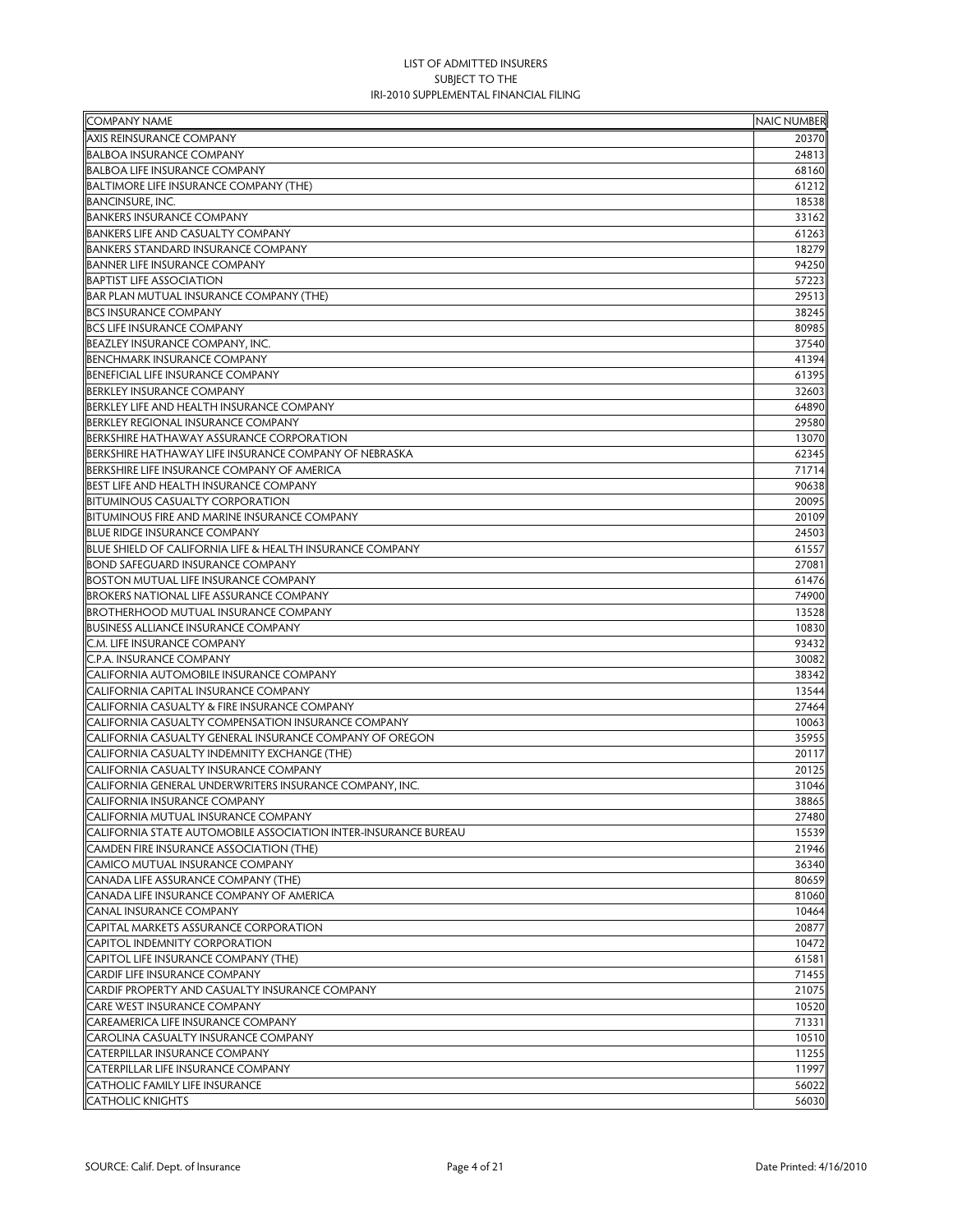LIST OF ADMITTED INSURERS
SUBJECT TO THE
IRI-2010 SUPPLEMENTAL FINANCIAL FILING

| COMPANY NAME | NAIC NUMBER |
|---|---|
| AXIS REINSURANCE COMPANY | 20370 |
| BALBOA INSURANCE COMPANY | 24813 |
| BALBOA LIFE INSURANCE COMPANY | 68160 |
| BALTIMORE LIFE INSURANCE COMPANY (THE) | 61212 |
| BANCINSURE, INC. | 18538 |
| BANKERS INSURANCE COMPANY | 33162 |
| BANKERS LIFE AND CASUALTY COMPANY | 61263 |
| BANKERS STANDARD INSURANCE COMPANY | 18279 |
| BANNER LIFE INSURANCE COMPANY | 94250 |
| BAPTIST LIFE ASSOCIATION | 57223 |
| BAR PLAN MUTUAL INSURANCE COMPANY (THE) | 29513 |
| BCS INSURANCE COMPANY | 38245 |
| BCS LIFE INSURANCE COMPANY | 80985 |
| BEAZLEY INSURANCE COMPANY, INC. | 37540 |
| BENCHMARK INSURANCE COMPANY | 41394 |
| BENEFICIAL LIFE INSURANCE COMPANY | 61395 |
| BERKLEY INSURANCE COMPANY | 32603 |
| BERKLEY LIFE AND HEALTH INSURANCE COMPANY | 64890 |
| BERKLEY REGIONAL INSURANCE COMPANY | 29580 |
| BERKSHIRE HATHAWAY ASSURANCE CORPORATION | 13070 |
| BERKSHIRE HATHAWAY LIFE INSURANCE COMPANY OF NEBRASKA | 62345 |
| BERKSHIRE LIFE INSURANCE COMPANY OF AMERICA | 71714 |
| BEST LIFE AND HEALTH INSURANCE COMPANY | 90638 |
| BITUMINOUS CASUALTY CORPORATION | 20095 |
| BITUMINOUS FIRE AND MARINE INSURANCE COMPANY | 20109 |
| BLUE RIDGE INSURANCE COMPANY | 24503 |
| BLUE SHIELD OF CALIFORNIA LIFE & HEALTH INSURANCE COMPANY | 61557 |
| BOND SAFEGUARD INSURANCE COMPANY | 27081 |
| BOSTON MUTUAL LIFE INSURANCE COMPANY | 61476 |
| BROKERS NATIONAL LIFE ASSURANCE COMPANY | 74900 |
| BROTHERHOOD MUTUAL INSURANCE COMPANY | 13528 |
| BUSINESS ALLIANCE INSURANCE COMPANY | 10830 |
| C.M. LIFE INSURANCE COMPANY | 93432 |
| C.P.A. INSURANCE COMPANY | 30082 |
| CALIFORNIA AUTOMOBILE INSURANCE COMPANY | 38342 |
| CALIFORNIA CAPITAL INSURANCE COMPANY | 13544 |
| CALIFORNIA CASUALTY & FIRE INSURANCE COMPANY | 27464 |
| CALIFORNIA CASUALTY COMPENSATION INSURANCE COMPANY | 10063 |
| CALIFORNIA CASUALTY GENERAL INSURANCE COMPANY OF OREGON | 35955 |
| CALIFORNIA CASUALTY INDEMNITY EXCHANGE (THE) | 20117 |
| CALIFORNIA CASUALTY INSURANCE COMPANY | 20125 |
| CALIFORNIA GENERAL UNDERWRITERS INSURANCE COMPANY, INC. | 31046 |
| CALIFORNIA INSURANCE COMPANY | 38865 |
| CALIFORNIA MUTUAL INSURANCE COMPANY | 27480 |
| CALIFORNIA STATE AUTOMOBILE ASSOCIATION INTER-INSURANCE BUREAU | 15539 |
| CAMDEN FIRE INSURANCE ASSOCIATION (THE) | 21946 |
| CAMICO MUTUAL INSURANCE COMPANY | 36340 |
| CANADA LIFE ASSURANCE COMPANY (THE) | 80659 |
| CANADA LIFE INSURANCE COMPANY OF AMERICA | 81060 |
| CANAL INSURANCE COMPANY | 10464 |
| CAPITAL MARKETS ASSURANCE CORPORATION | 20877 |
| CAPITOL INDEMNITY CORPORATION | 10472 |
| CAPITOL LIFE INSURANCE COMPANY (THE) | 61581 |
| CARDIF LIFE INSURANCE COMPANY | 71455 |
| CARDIF PROPERTY AND CASUALTY INSURANCE COMPANY | 21075 |
| CARE WEST INSURANCE COMPANY | 10520 |
| CAREAMERICA LIFE INSURANCE COMPANY | 71331 |
| CAROLINA CASUALTY INSURANCE COMPANY | 10510 |
| CATERPILLAR INSURANCE COMPANY | 11255 |
| CATERPILLAR LIFE INSURANCE COMPANY | 11997 |
| CATHOLIC FAMILY LIFE INSURANCE | 56022 |
| CATHOLIC KNIGHTS | 56030 |

SOURCE: Calif. Dept. of Insurance | Date Printed: 4/16/2010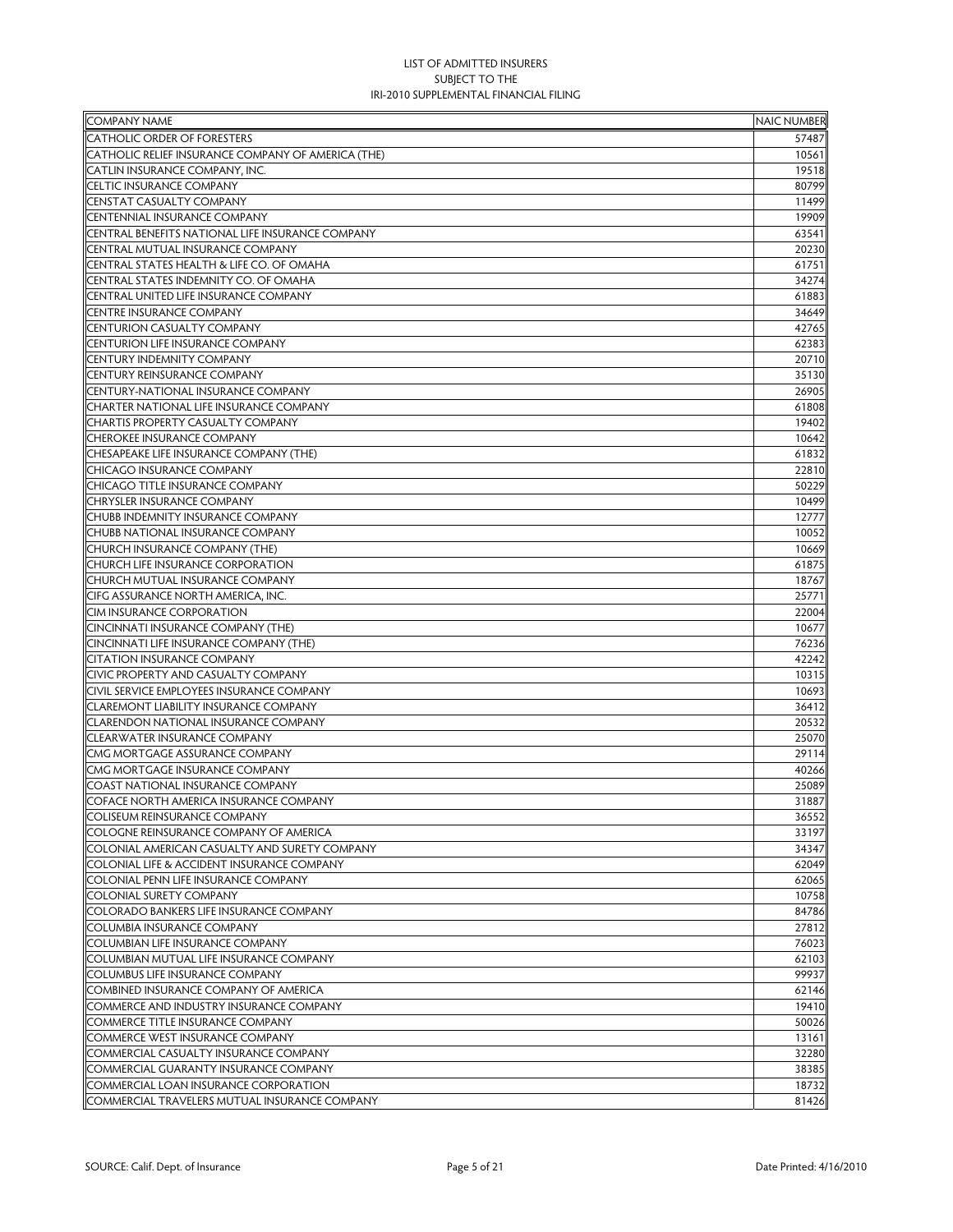LIST OF ADMITTED INSURERS
SUBJECT TO THE
IRI-2010 SUPPLEMENTAL FINANCIAL FILING

| COMPANY NAME | NAIC NUMBER |
|---|---|
| CATHOLIC ORDER OF FORESTERS | 57487 |
| CATHOLIC RELIEF INSURANCE COMPANY OF AMERICA (THE) | 10561 |
| CATLIN INSURANCE COMPANY, INC. | 19518 |
| CELTIC INSURANCE COMPANY | 80799 |
| CENSTAT CASUALTY COMPANY | 11499 |
| CENTENNIAL INSURANCE COMPANY | 19909 |
| CENTRAL BENEFITS NATIONAL LIFE INSURANCE COMPANY | 63541 |
| CENTRAL MUTUAL INSURANCE COMPANY | 20230 |
| CENTRAL STATES HEALTH & LIFE CO. OF OMAHA | 61751 |
| CENTRAL STATES INDEMNITY CO. OF OMAHA | 34274 |
| CENTRAL UNITED LIFE INSURANCE COMPANY | 61883 |
| CENTRE INSURANCE COMPANY | 34649 |
| CENTURION CASUALTY COMPANY | 42765 |
| CENTURION LIFE INSURANCE COMPANY | 62383 |
| CENTURY INDEMNITY COMPANY | 20710 |
| CENTURY REINSURANCE COMPANY | 35130 |
| CENTURY-NATIONAL INSURANCE COMPANY | 26905 |
| CHARTER NATIONAL LIFE INSURANCE COMPANY | 61808 |
| CHARTIS PROPERTY CASUALTY COMPANY | 19402 |
| CHEROKEE INSURANCE COMPANY | 10642 |
| CHESAPEAKE LIFE INSURANCE COMPANY (THE) | 61832 |
| CHICAGO INSURANCE COMPANY | 22810 |
| CHICAGO TITLE INSURANCE COMPANY | 50229 |
| CHRYSLER INSURANCE COMPANY | 10499 |
| CHUBB INDEMNITY INSURANCE COMPANY | 12777 |
| CHUBB NATIONAL INSURANCE COMPANY | 10052 |
| CHURCH INSURANCE COMPANY (THE) | 10669 |
| CHURCH LIFE INSURANCE CORPORATION | 61875 |
| CHURCH MUTUAL INSURANCE COMPANY | 18767 |
| CIFG ASSURANCE NORTH AMERICA, INC. | 25771 |
| CIM INSURANCE CORPORATION | 22004 |
| CINCINNATI INSURANCE COMPANY (THE) | 10677 |
| CINCINNATI LIFE INSURANCE COMPANY (THE) | 76236 |
| CITATION INSURANCE COMPANY | 42242 |
| CIVIC PROPERTY AND CASUALTY COMPANY | 10315 |
| CIVIL SERVICE EMPLOYEES INSURANCE COMPANY | 10693 |
| CLAREMONT LIABILITY INSURANCE COMPANY | 36412 |
| CLARENDON NATIONAL INSURANCE COMPANY | 20532 |
| CLEARWATER INSURANCE COMPANY | 25070 |
| CMG MORTGAGE ASSURANCE COMPANY | 29114 |
| CMG MORTGAGE INSURANCE COMPANY | 40266 |
| COAST NATIONAL INSURANCE COMPANY | 25089 |
| COFACE NORTH AMERICA INSURANCE COMPANY | 31887 |
| COLISEUM REINSURANCE COMPANY | 36552 |
| COLOGNE REINSURANCE COMPANY OF AMERICA | 33197 |
| COLONIAL AMERICAN CASUALTY AND SURETY COMPANY | 34347 |
| COLONIAL LIFE & ACCIDENT INSURANCE COMPANY | 62049 |
| COLONIAL PENN LIFE INSURANCE COMPANY | 62065 |
| COLONIAL SURETY COMPANY | 10758 |
| COLORADO BANKERS LIFE INSURANCE COMPANY | 84786 |
| COLUMBIA INSURANCE COMPANY | 27812 |
| COLUMBIAN LIFE INSURANCE COMPANY | 76023 |
| COLUMBIAN MUTUAL LIFE INSURANCE COMPANY | 62103 |
| COLUMBUS LIFE INSURANCE COMPANY | 99937 |
| COMBINED INSURANCE COMPANY OF AMERICA | 62146 |
| COMMERCE AND INDUSTRY INSURANCE COMPANY | 19410 |
| COMMERCE TITLE INSURANCE COMPANY | 50026 |
| COMMERCE WEST INSURANCE COMPANY | 13161 |
| COMMERCIAL CASUALTY INSURANCE COMPANY | 32280 |
| COMMERCIAL GUARANTY INSURANCE COMPANY | 38385 |
| COMMERCIAL LOAN INSURANCE CORPORATION | 18732 |
| COMMERCIAL TRAVELERS MUTUAL INSURANCE COMPANY | 81426 |

SOURCE: Calif. Dept. of Insurance | Date Printed: 4/16/2010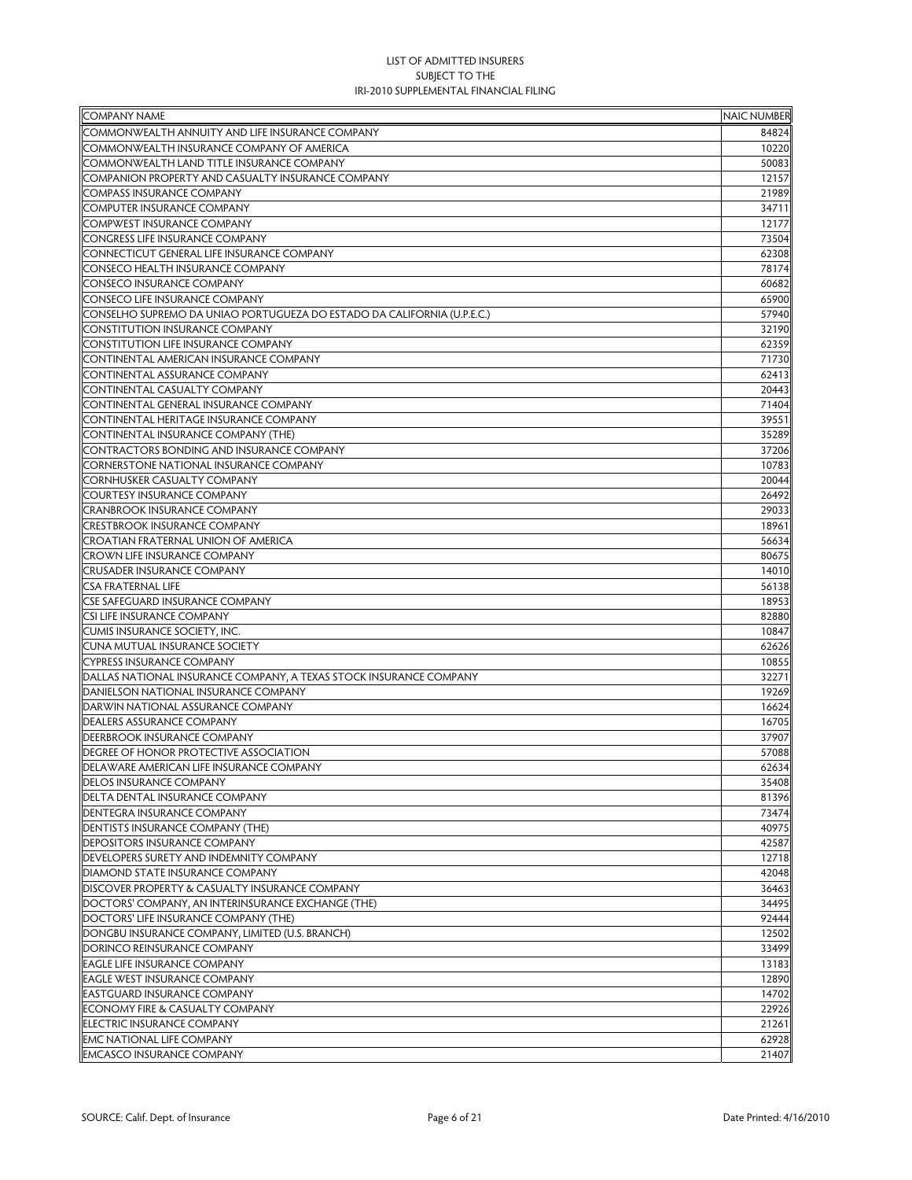LIST OF ADMITTED INSURERS
SUBJECT TO THE
IRI-2010 SUPPLEMENTAL FINANCIAL FILING

| COMPANY NAME | NAIC NUMBER |
|---|---|
| COMMONWEALTH ANNUITY AND LIFE INSURANCE COMPANY | 84824 |
| COMMONWEALTH INSURANCE COMPANY OF AMERICA | 10220 |
| COMMONWEALTH LAND TITLE INSURANCE COMPANY | 50083 |
| COMPANION PROPERTY AND CASUALTY INSURANCE COMPANY | 12157 |
| COMPASS INSURANCE COMPANY | 21989 |
| COMPUTER INSURANCE COMPANY | 34711 |
| COMPWEST INSURANCE COMPANY | 12177 |
| CONGRESS LIFE INSURANCE COMPANY | 73504 |
| CONNECTICUT GENERAL LIFE INSURANCE COMPANY | 62308 |
| CONSECO HEALTH INSURANCE COMPANY | 78174 |
| CONSECO INSURANCE COMPANY | 60682 |
| CONSECO LIFE INSURANCE COMPANY | 65900 |
| CONSELHO SUPREMO DA UNIAO PORTUGUEZA DO ESTADO DA CALIFORNIA (U.P.E.C.) | 57940 |
| CONSTITUTION INSURANCE COMPANY | 32190 |
| CONSTITUTION LIFE INSURANCE COMPANY | 62359 |
| CONTINENTAL AMERICAN INSURANCE COMPANY | 71730 |
| CONTINENTAL ASSURANCE COMPANY | 62413 |
| CONTINENTAL CASUALTY COMPANY | 20443 |
| CONTINENTAL GENERAL INSURANCE COMPANY | 71404 |
| CONTINENTAL HERITAGE INSURANCE COMPANY | 39551 |
| CONTINENTAL INSURANCE COMPANY (THE) | 35289 |
| CONTRACTORS BONDING AND INSURANCE COMPANY | 37206 |
| CORNERSTONE NATIONAL INSURANCE COMPANY | 10783 |
| CORNHUSKER CASUALTY COMPANY | 20044 |
| COURTESY INSURANCE COMPANY | 26492 |
| CRANBROOK INSURANCE COMPANY | 29033 |
| CRESTBROOK INSURANCE COMPANY | 18961 |
| CROATIAN FRATERNAL UNION OF AMERICA | 56634 |
| CROWN LIFE INSURANCE COMPANY | 80675 |
| CRUSADER INSURANCE COMPANY | 14010 |
| CSA FRATERNAL LIFE | 56138 |
| CSE SAFEGUARD INSURANCE COMPANY | 18953 |
| CSI LIFE INSURANCE COMPANY | 82880 |
| CUMIS INSURANCE SOCIETY, INC. | 10847 |
| CUNA MUTUAL INSURANCE SOCIETY | 62626 |
| CYPRESS INSURANCE COMPANY | 10855 |
| DALLAS NATIONAL INSURANCE COMPANY, A TEXAS STOCK INSURANCE COMPANY | 32271 |
| DANIELSON NATIONAL INSURANCE COMPANY | 19269 |
| DARWIN NATIONAL ASSURANCE COMPANY | 16624 |
| DEALERS ASSURANCE COMPANY | 16705 |
| DEERBROOK INSURANCE COMPANY | 37907 |
| DEGREE OF HONOR PROTECTIVE ASSOCIATION | 57088 |
| DELAWARE AMERICAN LIFE INSURANCE COMPANY | 62634 |
| DELOS INSURANCE COMPANY | 35408 |
| DELTA DENTAL INSURANCE COMPANY | 81396 |
| DENTEGRA INSURANCE COMPANY | 73474 |
| DENTISTS INSURANCE COMPANY (THE) | 40975 |
| DEPOSITORS INSURANCE COMPANY | 42587 |
| DEVELOPERS SURETY AND INDEMNITY COMPANY | 12718 |
| DIAMOND STATE INSURANCE COMPANY | 42048 |
| DISCOVER PROPERTY & CASUALTY INSURANCE COMPANY | 36463 |
| DOCTORS' COMPANY, AN INTERINSURANCE EXCHANGE (THE) | 34495 |
| DOCTORS' LIFE INSURANCE COMPANY (THE) | 92444 |
| DONGBU INSURANCE COMPANY, LIMITED (U.S. BRANCH) | 12502 |
| DORINCO REINSURANCE COMPANY | 33499 |
| EAGLE LIFE INSURANCE COMPANY | 13183 |
| EAGLE WEST INSURANCE COMPANY | 12890 |
| EASTGUARD INSURANCE COMPANY | 14702 |
| ECONOMY FIRE & CASUALTY COMPANY | 22926 |
| ELECTRIC INSURANCE COMPANY | 21261 |
| EMC NATIONAL LIFE COMPANY | 62928 |
| EMCASCO INSURANCE COMPANY | 21407 |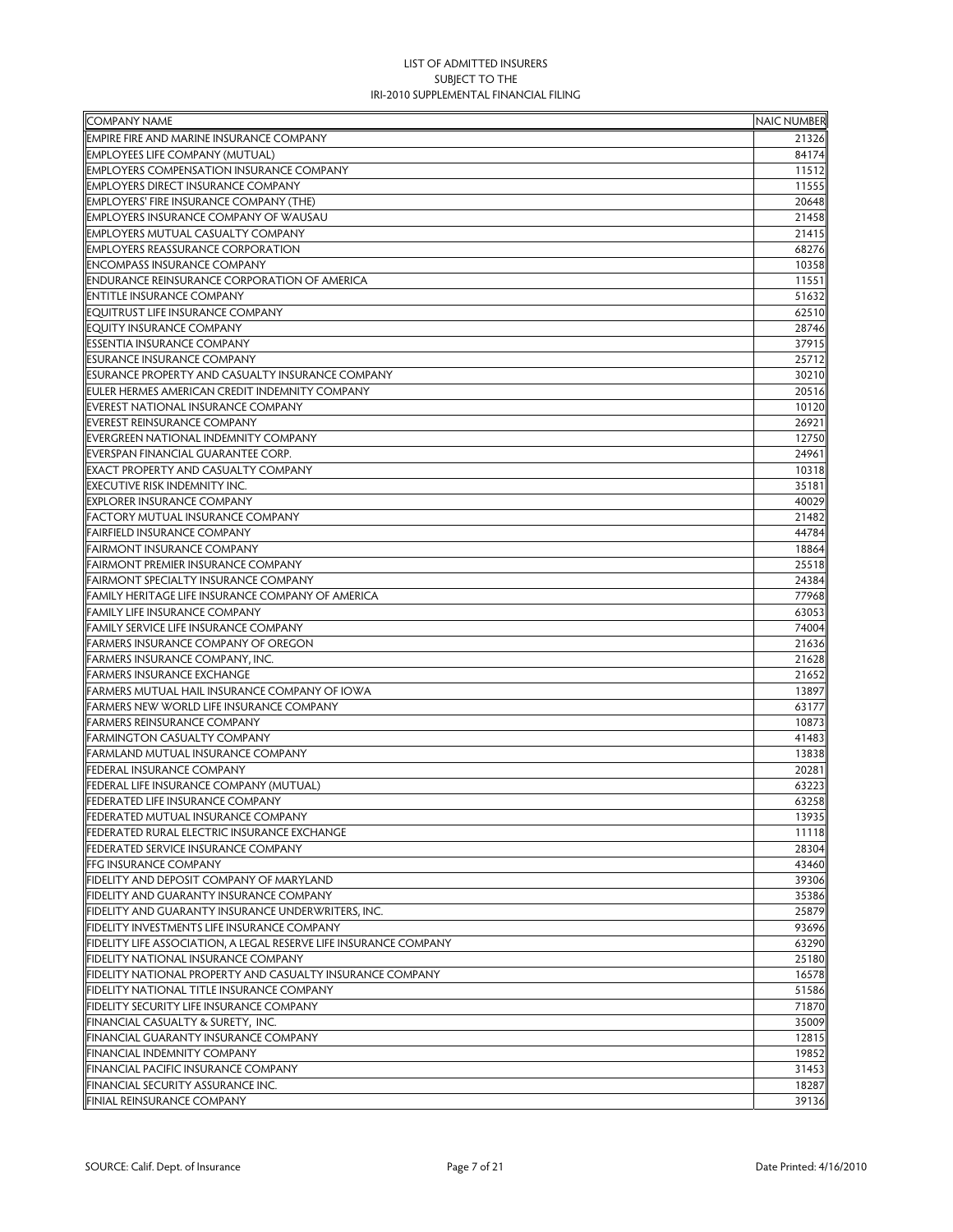LIST OF ADMITTED INSURERS
SUBJECT TO THE
IRI-2010 SUPPLEMENTAL FINANCIAL FILING

| COMPANY NAME | NAIC NUMBER |
|---|---|
| EMPIRE FIRE AND MARINE INSURANCE COMPANY | 21326 |
| EMPLOYEES LIFE COMPANY (MUTUAL) | 84174 |
| EMPLOYERS COMPENSATION INSURANCE COMPANY | 11512 |
| EMPLOYERS DIRECT INSURANCE COMPANY | 11555 |
| EMPLOYERS' FIRE INSURANCE COMPANY (THE) | 20648 |
| EMPLOYERS INSURANCE COMPANY OF WAUSAU | 21458 |
| EMPLOYERS MUTUAL CASUALTY COMPANY | 21415 |
| EMPLOYERS REASSURANCE CORPORATION | 68276 |
| ENCOMPASS INSURANCE COMPANY | 10358 |
| ENDURANCE REINSURANCE CORPORATION OF AMERICA | 11551 |
| ENTITLE INSURANCE COMPANY | 51632 |
| EQUITRUST LIFE INSURANCE COMPANY | 62510 |
| EQUITY INSURANCE COMPANY | 28746 |
| ESSENTIA INSURANCE COMPANY | 37915 |
| ESURANCE INSURANCE COMPANY | 25712 |
| ESURANCE PROPERTY AND CASUALTY INSURANCE COMPANY | 30210 |
| EULER HERMES AMERICAN CREDIT INDEMNITY COMPANY | 20516 |
| EVEREST NATIONAL INSURANCE COMPANY | 10120 |
| EVEREST REINSURANCE COMPANY | 26921 |
| EVERGREEN NATIONAL INDEMNITY COMPANY | 12750 |
| EVERSPAN FINANCIAL GUARANTEE CORP. | 24961 |
| EXACT PROPERTY AND CASUALTY COMPANY | 10318 |
| EXECUTIVE RISK INDEMNITY INC. | 35181 |
| EXPLORER INSURANCE COMPANY | 40029 |
| FACTORY MUTUAL INSURANCE COMPANY | 21482 |
| FAIRFIELD INSURANCE COMPANY | 44784 |
| FAIRMONT INSURANCE COMPANY | 18864 |
| FAIRMONT PREMIER INSURANCE COMPANY | 25518 |
| FAIRMONT SPECIALTY INSURANCE COMPANY | 24384 |
| FAMILY HERITAGE LIFE INSURANCE COMPANY OF AMERICA | 77968 |
| FAMILY LIFE INSURANCE COMPANY | 63053 |
| FAMILY SERVICE LIFE INSURANCE COMPANY | 74004 |
| FARMERS INSURANCE COMPANY OF OREGON | 21636 |
| FARMERS INSURANCE COMPANY, INC. | 21628 |
| FARMERS INSURANCE EXCHANGE | 21652 |
| FARMERS MUTUAL HAIL INSURANCE COMPANY OF IOWA | 13897 |
| FARMERS NEW WORLD LIFE INSURANCE COMPANY | 63177 |
| FARMERS REINSURANCE COMPANY | 10873 |
| FARMINGTON CASUALTY COMPANY | 41483 |
| FARMLAND MUTUAL INSURANCE COMPANY | 13838 |
| FEDERAL INSURANCE COMPANY | 20281 |
| FEDERAL LIFE INSURANCE COMPANY (MUTUAL) | 63223 |
| FEDERATED LIFE INSURANCE COMPANY | 63258 |
| FEDERATED MUTUAL INSURANCE COMPANY | 13935 |
| FEDERATED RURAL ELECTRIC INSURANCE EXCHANGE | 11118 |
| FEDERATED SERVICE INSURANCE COMPANY | 28304 |
| FFG INSURANCE COMPANY | 43460 |
| FIDELITY AND DEPOSIT COMPANY OF MARYLAND | 39306 |
| FIDELITY AND GUARANTY INSURANCE COMPANY | 35386 |
| FIDELITY AND GUARANTY INSURANCE UNDERWRITERS, INC. | 25879 |
| FIDELITY INVESTMENTS LIFE INSURANCE COMPANY | 93696 |
| FIDELITY LIFE ASSOCIATION, A LEGAL RESERVE LIFE INSURANCE COMPANY | 63290 |
| FIDELITY NATIONAL INSURANCE COMPANY | 25180 |
| FIDELITY NATIONAL PROPERTY AND CASUALTY INSURANCE COMPANY | 16578 |
| FIDELITY NATIONAL TITLE INSURANCE COMPANY | 51586 |
| FIDELITY SECURITY LIFE INSURANCE COMPANY | 71870 |
| FINANCIAL CASUALTY & SURETY, INC. | 35009 |
| FINANCIAL GUARANTY INSURANCE COMPANY | 12815 |
| FINANCIAL INDEMNITY COMPANY | 19852 |
| FINANCIAL PACIFIC INSURANCE COMPANY | 31453 |
| FINANCIAL SECURITY ASSURANCE INC. | 18287 |
| FINIAL REINSURANCE COMPANY | 39136 |

SOURCE: Calif. Dept. of Insurance | Date Printed: 4/16/2010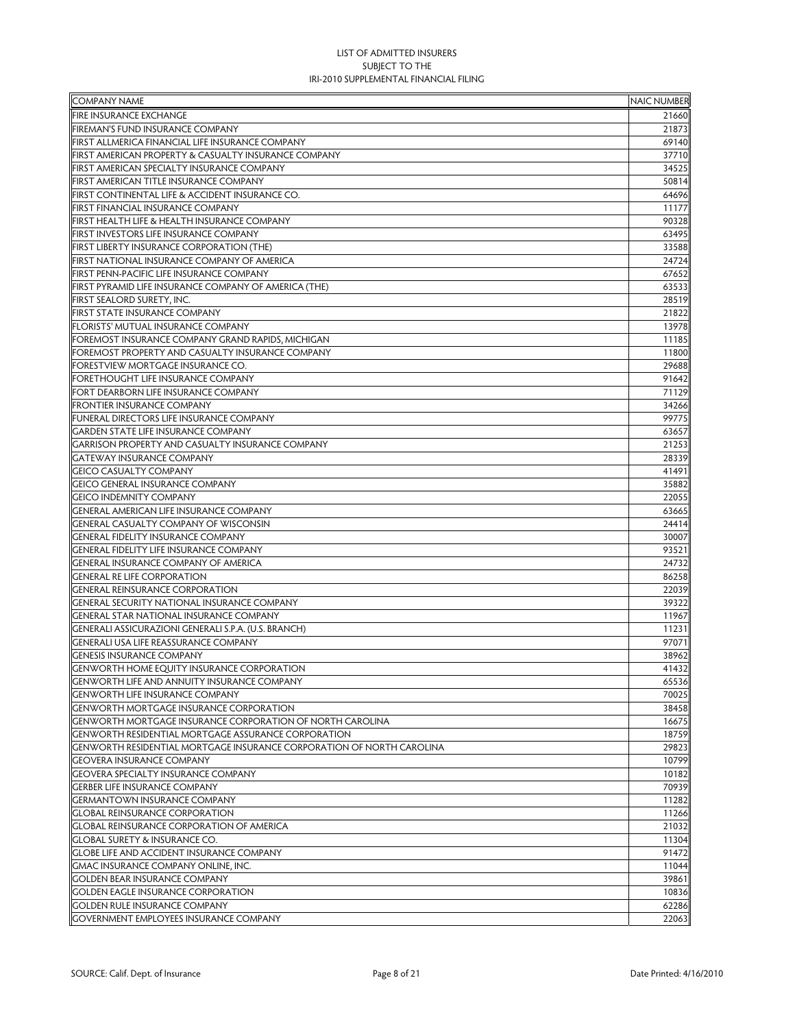LIST OF ADMITTED INSURERS
SUBJECT TO THE
IRI-2010 SUPPLEMENTAL FINANCIAL FILING

| COMPANY NAME | NAIC NUMBER |
|---|---|
| FIRE INSURANCE EXCHANGE | 21660 |
| FIREMAN'S FUND INSURANCE COMPANY | 21873 |
| FIRST ALLMERICA FINANCIAL LIFE INSURANCE COMPANY | 69140 |
| FIRST AMERICAN PROPERTY & CASUALTY INSURANCE COMPANY | 37710 |
| FIRST AMERICAN SPECIALTY INSURANCE COMPANY | 34525 |
| FIRST AMERICAN TITLE INSURANCE COMPANY | 50814 |
| FIRST CONTINENTAL LIFE & ACCIDENT INSURANCE CO. | 64696 |
| FIRST FINANCIAL INSURANCE COMPANY | 11177 |
| FIRST HEALTH LIFE & HEALTH INSURANCE COMPANY | 90328 |
| FIRST INVESTORS LIFE INSURANCE COMPANY | 63495 |
| FIRST LIBERTY INSURANCE CORPORATION (THE) | 33588 |
| FIRST NATIONAL INSURANCE COMPANY OF AMERICA | 24724 |
| FIRST PENN-PACIFIC LIFE INSURANCE COMPANY | 67652 |
| FIRST PYRAMID LIFE INSURANCE COMPANY OF AMERICA (THE) | 63533 |
| FIRST SEALORD SURETY, INC. | 28519 |
| FIRST STATE INSURANCE COMPANY | 21822 |
| FLORISTS' MUTUAL INSURANCE COMPANY | 13978 |
| FOREMOST INSURANCE COMPANY GRAND RAPIDS, MICHIGAN | 11185 |
| FOREMOST PROPERTY AND CASUALTY INSURANCE COMPANY | 11800 |
| FORESTVIEW MORTGAGE INSURANCE CO. | 29688 |
| FORETHOUGHT LIFE INSURANCE COMPANY | 91642 |
| FORT DEARBORN LIFE INSURANCE COMPANY | 71129 |
| FRONTIER INSURANCE COMPANY | 34266 |
| FUNERAL DIRECTORS LIFE INSURANCE COMPANY | 99775 |
| GARDEN STATE LIFE INSURANCE COMPANY | 63657 |
| GARRISON PROPERTY AND CASUALTY INSURANCE COMPANY | 21253 |
| GATEWAY INSURANCE COMPANY | 28339 |
| GEICO CASUALTY COMPANY | 41491 |
| GEICO GENERAL INSURANCE COMPANY | 35882 |
| GEICO INDEMNITY COMPANY | 22055 |
| GENERAL AMERICAN LIFE INSURANCE COMPANY | 63665 |
| GENERAL CASUALTY COMPANY OF WISCONSIN | 24414 |
| GENERAL FIDELITY INSURANCE COMPANY | 30007 |
| GENERAL FIDELITY LIFE INSURANCE COMPANY | 93521 |
| GENERAL INSURANCE COMPANY OF AMERICA | 24732 |
| GENERAL RE LIFE CORPORATION | 86258 |
| GENERAL REINSURANCE CORPORATION | 22039 |
| GENERAL SECURITY NATIONAL INSURANCE COMPANY | 39322 |
| GENERAL STAR NATIONAL INSURANCE COMPANY | 11967 |
| GENERALI ASSICURAZIONI GENERALI S.P.A. (U.S. BRANCH) | 11231 |
| GENERALI USA LIFE REASSURANCE COMPANY | 97071 |
| GENESIS INSURANCE COMPANY | 38962 |
| GENWORTH HOME EQUITY INSURANCE CORPORATION | 41432 |
| GENWORTH LIFE AND ANNUITY INSURANCE COMPANY | 65536 |
| GENWORTH LIFE INSURANCE COMPANY | 70025 |
| GENWORTH MORTGAGE INSURANCE CORPORATION | 38458 |
| GENWORTH MORTGAGE INSURANCE CORPORATION OF NORTH CAROLINA | 16675 |
| GENWORTH RESIDENTIAL MORTGAGE ASSURANCE CORPORATION | 18759 |
| GENWORTH RESIDENTIAL MORTGAGE INSURANCE CORPORATION OF NORTH CAROLINA | 29823 |
| GEOVERA INSURANCE COMPANY | 10799 |
| GEOVERA SPECIALTY INSURANCE COMPANY | 10182 |
| GERBER LIFE INSURANCE COMPANY | 70939 |
| GERMANTOWN INSURANCE COMPANY | 11282 |
| GLOBAL REINSURANCE CORPORATION | 11266 |
| GLOBAL REINSURANCE CORPORATION OF AMERICA | 21032 |
| GLOBAL SURETY & INSURANCE CO. | 11304 |
| GLOBE LIFE AND ACCIDENT INSURANCE COMPANY | 91472 |
| GMAC INSURANCE COMPANY ONLINE, INC. | 11044 |
| GOLDEN BEAR INSURANCE COMPANY | 39861 |
| GOLDEN EAGLE INSURANCE CORPORATION | 10836 |
| GOLDEN RULE INSURANCE COMPANY | 62286 |
| GOVERNMENT EMPLOYEES INSURANCE COMPANY | 22063 |

SOURCE: Calif. Dept. of Insurance | Date Printed: 4/16/2010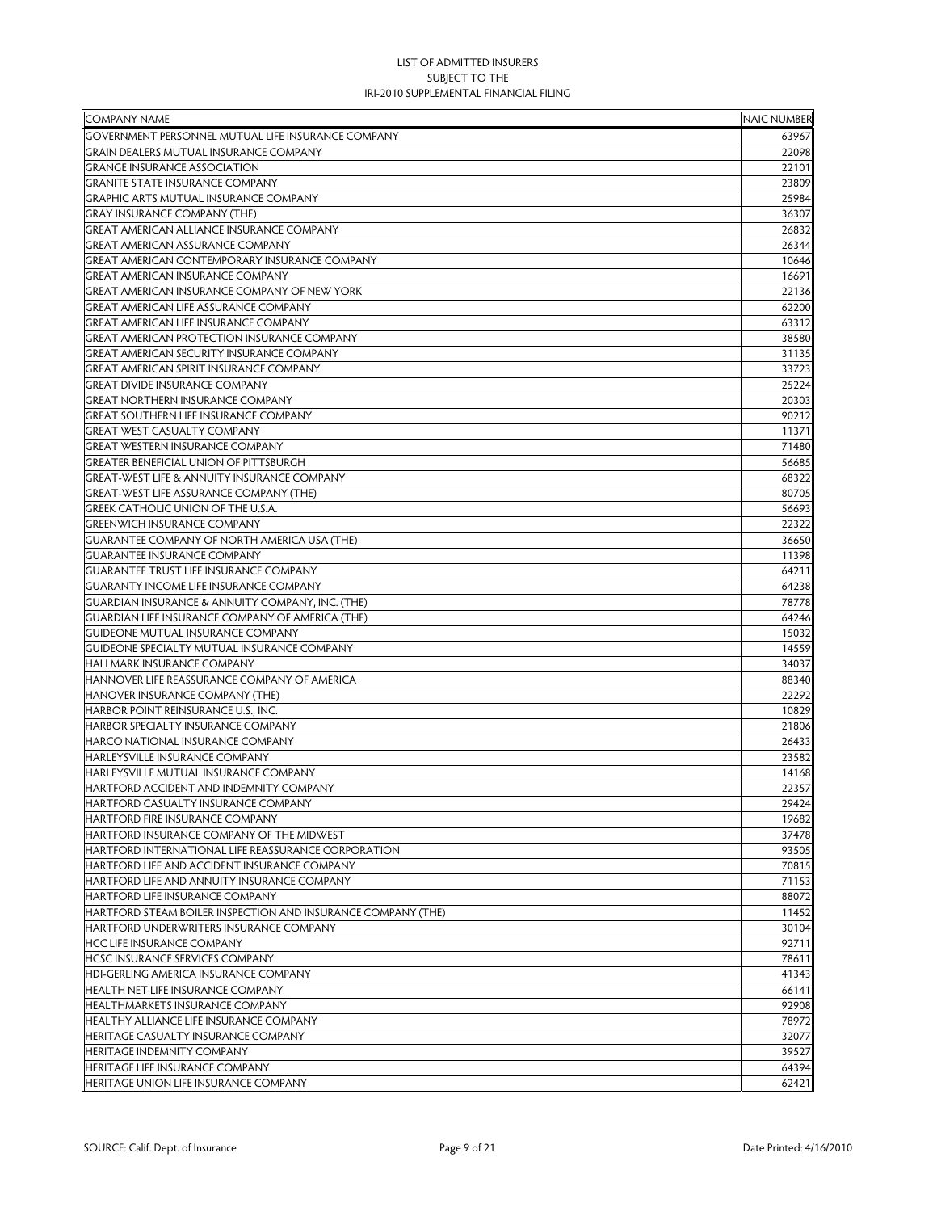LIST OF ADMITTED INSURERS
SUBJECT TO THE
IRI-2010 SUPPLEMENTAL FINANCIAL FILING

| COMPANY NAME | NAIC NUMBER |
|---|---|
| GOVERNMENT PERSONNEL MUTUAL LIFE INSURANCE COMPANY | 63967 |
| GRAIN DEALERS MUTUAL INSURANCE COMPANY | 22098 |
| GRANGE INSURANCE ASSOCIATION | 22101 |
| GRANITE STATE INSURANCE COMPANY | 23809 |
| GRAPHIC ARTS MUTUAL INSURANCE COMPANY | 25984 |
| GRAY INSURANCE COMPANY (THE) | 36307 |
| GREAT AMERICAN ALLIANCE INSURANCE COMPANY | 26832 |
| GREAT AMERICAN ASSURANCE COMPANY | 26344 |
| GREAT AMERICAN CONTEMPORARY INSURANCE COMPANY | 10646 |
| GREAT AMERICAN INSURANCE COMPANY | 16691 |
| GREAT AMERICAN INSURANCE COMPANY OF NEW YORK | 22136 |
| GREAT AMERICAN LIFE ASSURANCE COMPANY | 62200 |
| GREAT AMERICAN LIFE INSURANCE COMPANY | 63312 |
| GREAT AMERICAN PROTECTION INSURANCE COMPANY | 38580 |
| GREAT AMERICAN SECURITY INSURANCE COMPANY | 31135 |
| GREAT AMERICAN SPIRIT INSURANCE COMPANY | 33723 |
| GREAT DIVIDE INSURANCE COMPANY | 25224 |
| GREAT NORTHERN INSURANCE COMPANY | 20303 |
| GREAT SOUTHERN LIFE INSURANCE COMPANY | 90212 |
| GREAT WEST CASUALTY COMPANY | 11371 |
| GREAT WESTERN INSURANCE COMPANY | 71480 |
| GREATER BENEFICIAL UNION OF PITTSBURGH | 56685 |
| GREAT-WEST LIFE & ANNUITY INSURANCE COMPANY | 68322 |
| GREAT-WEST LIFE ASSURANCE COMPANY (THE) | 80705 |
| GREEK CATHOLIC UNION OF THE U.S.A. | 56693 |
| GREENWICH INSURANCE COMPANY | 22322 |
| GUARANTEE COMPANY OF NORTH AMERICA USA (THE) | 36650 |
| GUARANTEE INSURANCE COMPANY | 11398 |
| GUARANTEE TRUST LIFE INSURANCE COMPANY | 64211 |
| GUARANTY INCOME LIFE INSURANCE COMPANY | 64238 |
| GUARDIAN INSURANCE & ANNUITY COMPANY, INC. (THE) | 78778 |
| GUARDIAN LIFE INSURANCE COMPANY OF AMERICA (THE) | 64246 |
| GUIDEONE MUTUAL INSURANCE COMPANY | 15032 |
| GUIDEONE SPECIALTY MUTUAL INSURANCE COMPANY | 14559 |
| HALLMARK INSURANCE COMPANY | 34037 |
| HANNOVER LIFE REASSURANCE COMPANY OF AMERICA | 88340 |
| HANOVER INSURANCE COMPANY (THE) | 22292 |
| HARBOR POINT REINSURANCE U.S., INC. | 10829 |
| HARBOR SPECIALTY INSURANCE COMPANY | 21806 |
| HARCO NATIONAL INSURANCE COMPANY | 26433 |
| HARLEYSVILLE INSURANCE COMPANY | 23582 |
| HARLEYSVILLE MUTUAL INSURANCE COMPANY | 14168 |
| HARTFORD ACCIDENT AND INDEMNITY COMPANY | 22357 |
| HARTFORD CASUALTY INSURANCE COMPANY | 29424 |
| HARTFORD FIRE INSURANCE COMPANY | 19682 |
| HARTFORD INSURANCE COMPANY OF THE MIDWEST | 37478 |
| HARTFORD INTERNATIONAL LIFE REASSURANCE CORPORATION | 93505 |
| HARTFORD LIFE AND ACCIDENT INSURANCE COMPANY | 70815 |
| HARTFORD LIFE AND ANNUITY INSURANCE COMPANY | 71153 |
| HARTFORD LIFE INSURANCE COMPANY | 88072 |
| HARTFORD STEAM BOILER INSPECTION AND INSURANCE COMPANY (THE) | 11452 |
| HARTFORD UNDERWRITERS INSURANCE COMPANY | 30104 |
| HCC LIFE INSURANCE COMPANY | 92711 |
| HCSC INSURANCE SERVICES COMPANY | 78611 |
| HDI-GERLING AMERICA INSURANCE COMPANY | 41343 |
| HEALTH NET LIFE INSURANCE COMPANY | 66141 |
| HEALTHMARKETS INSURANCE COMPANY | 92908 |
| HEALTHY ALLIANCE LIFE INSURANCE COMPANY | 78972 |
| HERITAGE CASUALTY INSURANCE COMPANY | 32077 |
| HERITAGE INDEMNITY COMPANY | 39527 |
| HERITAGE LIFE INSURANCE COMPANY | 64394 |
| HERITAGE UNION LIFE INSURANCE COMPANY | 62421 |

SOURCE: Calif. Dept. of Insurance | Date Printed: 4/16/2010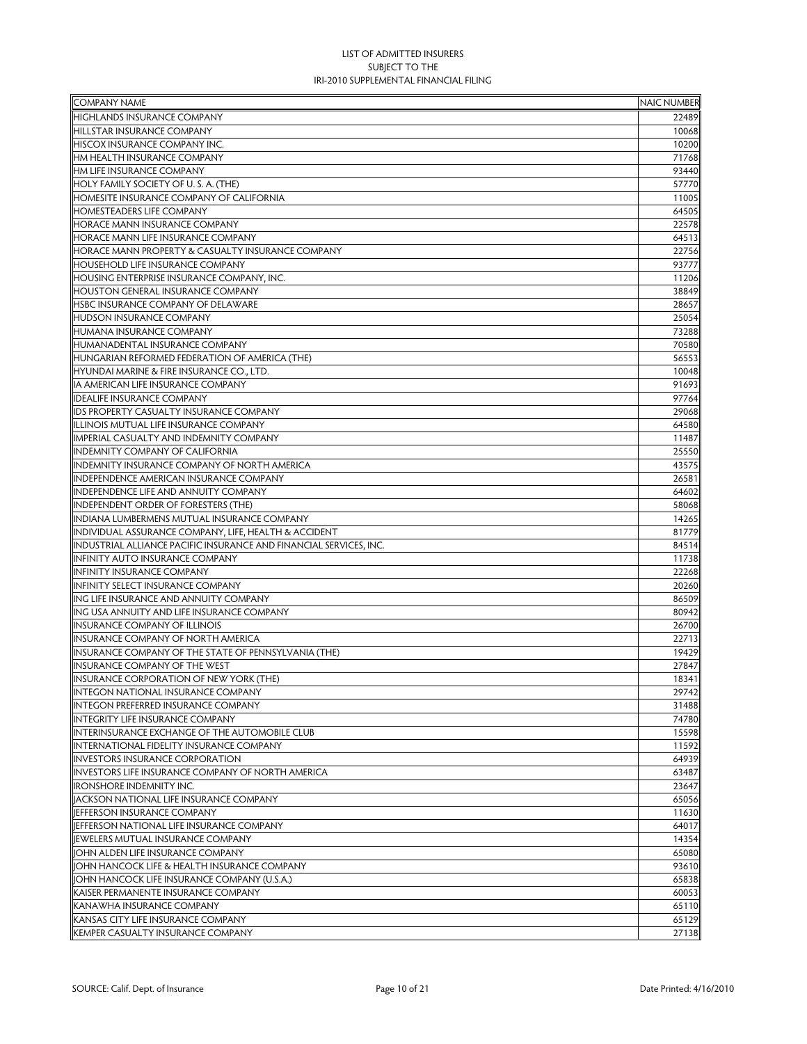LIST OF ADMITTED INSURERS
SUBJECT TO THE
IRI-2010 SUPPLEMENTAL FINANCIAL FILING

| COMPANY NAME | NAIC NUMBER |
|---|---|
| HIGHLANDS INSURANCE COMPANY | 22489 |
| HILLSTAR INSURANCE COMPANY | 10068 |
| HISCOX INSURANCE COMPANY INC. | 10200 |
| HM HEALTH INSURANCE COMPANY | 71768 |
| HM LIFE INSURANCE COMPANY | 93440 |
| HOLY FAMILY SOCIETY OF U. S. A. (THE) | 57770 |
| HOMESITE INSURANCE COMPANY OF CALIFORNIA | 11005 |
| HOMESTEADERS LIFE COMPANY | 64505 |
| HORACE MANN INSURANCE COMPANY | 22578 |
| HORACE MANN LIFE INSURANCE COMPANY | 64513 |
| HORACE MANN PROPERTY & CASUALTY INSURANCE COMPANY | 22756 |
| HOUSEHOLD LIFE INSURANCE COMPANY | 93777 |
| HOUSING ENTERPRISE INSURANCE COMPANY, INC. | 11206 |
| HOUSTON GENERAL INSURANCE COMPANY | 38849 |
| HSBC INSURANCE COMPANY OF DELAWARE | 28657 |
| HUDSON INSURANCE COMPANY | 25054 |
| HUMANA INSURANCE COMPANY | 73288 |
| HUMANADENTAL INSURANCE COMPANY | 70580 |
| HUNGARIAN REFORMED FEDERATION OF AMERICA (THE) | 56553 |
| HYUNDAI MARINE & FIRE INSURANCE CO., LTD. | 10048 |
| IA AMERICAN LIFE INSURANCE COMPANY | 91693 |
| IDEALIFE INSURANCE COMPANY | 97764 |
| IDS PROPERTY CASUALTY INSURANCE COMPANY | 29068 |
| ILLINOIS MUTUAL LIFE INSURANCE COMPANY | 64580 |
| IMPERIAL CASUALTY AND INDEMNITY COMPANY | 11487 |
| INDEMNITY COMPANY OF CALIFORNIA | 25550 |
| INDEMNITY INSURANCE COMPANY OF NORTH AMERICA | 43575 |
| INDEPENDENCE AMERICAN INSURANCE COMPANY | 26581 |
| INDEPENDENCE LIFE AND ANNUITY COMPANY | 64602 |
| INDEPENDENT ORDER OF FORESTERS (THE) | 58068 |
| INDIANA LUMBERMENS MUTUAL INSURANCE COMPANY | 14265 |
| INDIVIDUAL ASSURANCE COMPANY, LIFE, HEALTH & ACCIDENT | 81779 |
| INDUSTRIAL ALLIANCE PACIFIC INSURANCE AND FINANCIAL SERVICES, INC. | 84514 |
| INFINITY AUTO INSURANCE COMPANY | 11738 |
| INFINITY INSURANCE COMPANY | 22268 |
| INFINITY SELECT INSURANCE COMPANY | 20260 |
| ING LIFE INSURANCE AND ANNUITY COMPANY | 86509 |
| ING USA ANNUITY AND LIFE INSURANCE COMPANY | 80942 |
| INSURANCE COMPANY OF ILLINOIS | 26700 |
| INSURANCE COMPANY OF NORTH AMERICA | 22713 |
| INSURANCE COMPANY OF THE STATE OF PENNSYLVANIA (THE) | 19429 |
| INSURANCE COMPANY OF THE WEST | 27847 |
| INSURANCE CORPORATION OF NEW YORK (THE) | 18341 |
| INTEGON NATIONAL INSURANCE COMPANY | 29742 |
| INTEGON PREFERRED INSURANCE COMPANY | 31488 |
| INTEGRITY LIFE INSURANCE COMPANY | 74780 |
| INTERINSURANCE EXCHANGE OF THE AUTOMOBILE CLUB | 15598 |
| INTERNATIONAL FIDELITY INSURANCE COMPANY | 11592 |
| INVESTORS INSURANCE CORPORATION | 64939 |
| INVESTORS LIFE INSURANCE COMPANY OF NORTH AMERICA | 63487 |
| IRONSHORE INDEMNITY INC. | 23647 |
| JACKSON NATIONAL LIFE INSURANCE COMPANY | 65056 |
| JEFFERSON INSURANCE COMPANY | 11630 |
| JEFFERSON NATIONAL LIFE INSURANCE COMPANY | 64017 |
| JEWELERS MUTUAL INSURANCE COMPANY | 14354 |
| JOHN ALDEN LIFE INSURANCE COMPANY | 65080 |
| JOHN HANCOCK LIFE & HEALTH INSURANCE COMPANY | 93610 |
| JOHN HANCOCK LIFE INSURANCE COMPANY (U.S.A.) | 65838 |
| KAISER PERMANENTE INSURANCE COMPANY | 60053 |
| KANAWHA INSURANCE COMPANY | 65110 |
| KANSAS CITY LIFE INSURANCE COMPANY | 65129 |
| KEMPER CASUALTY INSURANCE COMPANY | 27138 |

SOURCE: Calif. Dept. of Insurance | Date Printed: 4/16/2010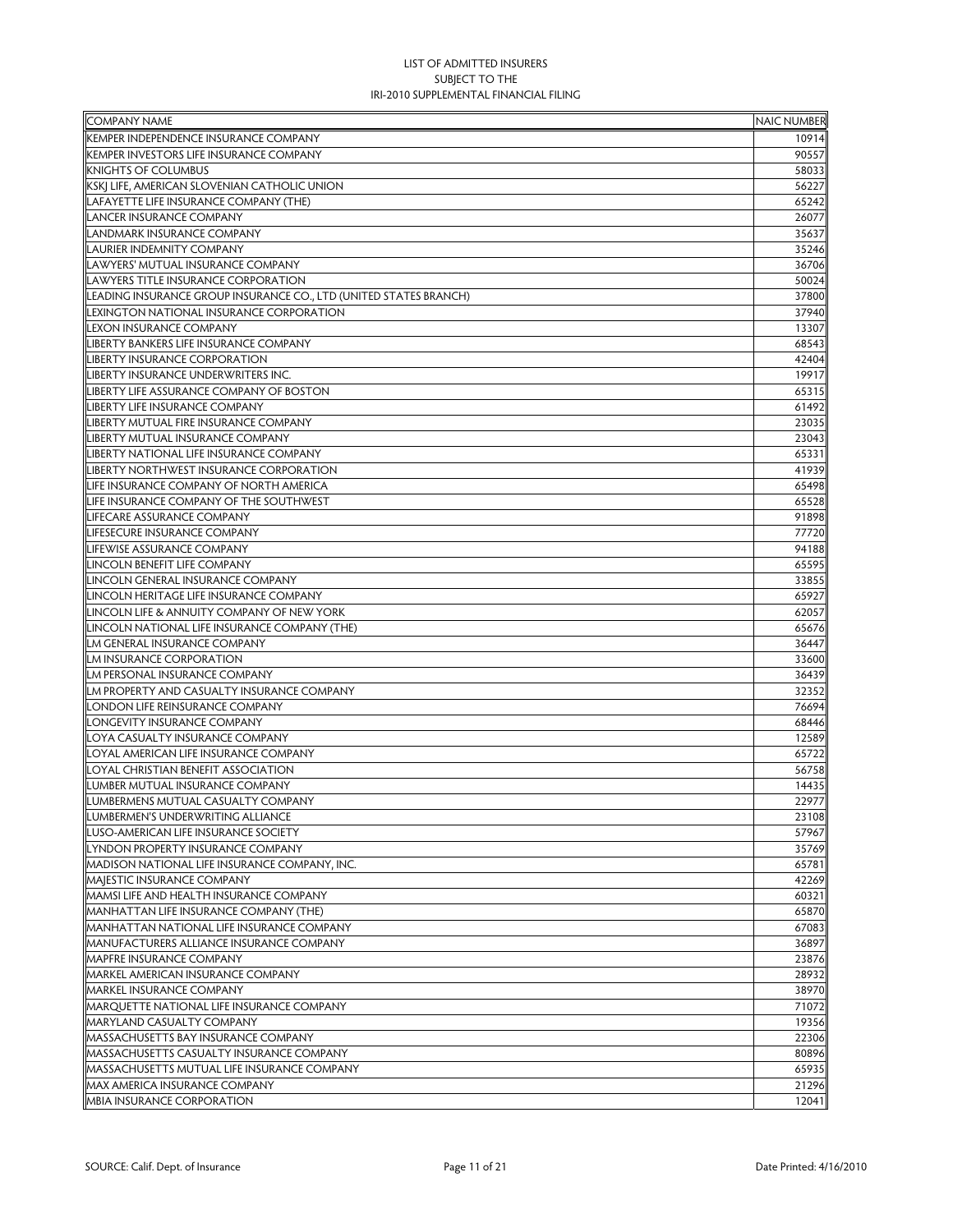LIST OF ADMITTED INSURERS
SUBJECT TO THE
IRI-2010 SUPPLEMENTAL FINANCIAL FILING

| COMPANY NAME | NAIC NUMBER |
|---|---|
| KEMPER INDEPENDENCE INSURANCE COMPANY | 10914 |
| KEMPER INVESTORS LIFE INSURANCE COMPANY | 90557 |
| KNIGHTS OF COLUMBUS | 58033 |
| KSKJ LIFE, AMERICAN SLOVENIAN CATHOLIC UNION | 56227 |
| LAFAYETTE LIFE INSURANCE COMPANY (THE) | 65242 |
| LANCER INSURANCE COMPANY | 26077 |
| LANDMARK INSURANCE COMPANY | 35637 |
| LAURIER INDEMNITY COMPANY | 35246 |
| LAWYERS' MUTUAL INSURANCE COMPANY | 36706 |
| LAWYERS TITLE INSURANCE CORPORATION | 50024 |
| LEADING INSURANCE GROUP INSURANCE CO., LTD (UNITED STATES BRANCH) | 37800 |
| LEXINGTON NATIONAL INSURANCE CORPORATION | 37940 |
| LEXON INSURANCE COMPANY | 13307 |
| LIBERTY BANKERS LIFE INSURANCE COMPANY | 68543 |
| LIBERTY INSURANCE CORPORATION | 42404 |
| LIBERTY INSURANCE UNDERWRITERS INC. | 19917 |
| LIBERTY LIFE ASSURANCE COMPANY OF BOSTON | 65315 |
| LIBERTY LIFE INSURANCE COMPANY | 61492 |
| LIBERTY MUTUAL FIRE INSURANCE COMPANY | 23035 |
| LIBERTY MUTUAL INSURANCE COMPANY | 23043 |
| LIBERTY NATIONAL LIFE INSURANCE COMPANY | 65331 |
| LIBERTY NORTHWEST INSURANCE CORPORATION | 41939 |
| LIFE INSURANCE COMPANY OF NORTH AMERICA | 65498 |
| LIFE INSURANCE COMPANY OF THE SOUTHWEST | 65528 |
| LIFECARE ASSURANCE COMPANY | 91898 |
| LIFESECURE INSURANCE COMPANY | 77720 |
| LIFEWISE ASSURANCE COMPANY | 94188 |
| LINCOLN BENEFIT LIFE COMPANY | 65595 |
| LINCOLN GENERAL INSURANCE COMPANY | 33855 |
| LINCOLN HERITAGE LIFE INSURANCE COMPANY | 65927 |
| LINCOLN LIFE & ANNUITY COMPANY OF NEW YORK | 62057 |
| LINCOLN NATIONAL LIFE INSURANCE COMPANY (THE) | 65676 |
| LM GENERAL INSURANCE COMPANY | 36447 |
| LM INSURANCE CORPORATION | 33600 |
| LM PERSONAL INSURANCE COMPANY | 36439 |
| LM PROPERTY AND CASUALTY INSURANCE COMPANY | 32352 |
| LONDON LIFE REINSURANCE COMPANY | 76694 |
| LONGEVITY INSURANCE COMPANY | 68446 |
| LOYA CASUALTY INSURANCE COMPANY | 12589 |
| LOYAL AMERICAN LIFE INSURANCE COMPANY | 65722 |
| LOYAL CHRISTIAN BENEFIT ASSOCIATION | 56758 |
| LUMBER MUTUAL INSURANCE COMPANY | 14435 |
| LUMBERMENS MUTUAL CASUALTY COMPANY | 22977 |
| LUMBERMEN'S UNDERWRITING ALLIANCE | 23108 |
| LUSO-AMERICAN LIFE INSURANCE SOCIETY | 57967 |
| LYNDON PROPERTY INSURANCE COMPANY | 35769 |
| MADISON NATIONAL LIFE INSURANCE COMPANY, INC. | 65781 |
| MAJESTIC INSURANCE COMPANY | 42269 |
| MAMSI LIFE AND HEALTH INSURANCE COMPANY | 60321 |
| MANHATTAN LIFE INSURANCE COMPANY (THE) | 65870 |
| MANHATTAN NATIONAL LIFE INSURANCE COMPANY | 67083 |
| MANUFACTURERS ALLIANCE INSURANCE COMPANY | 36897 |
| MAPFRE INSURANCE COMPANY | 23876 |
| MARKEL AMERICAN INSURANCE COMPANY | 28932 |
| MARKEL INSURANCE COMPANY | 38970 |
| MARQUETTE NATIONAL LIFE INSURANCE COMPANY | 71072 |
| MARYLAND CASUALTY COMPANY | 19356 |
| MASSACHUSETTS BAY INSURANCE COMPANY | 22306 |
| MASSACHUSETTS CASUALTY INSURANCE COMPANY | 80896 |
| MASSACHUSETTS MUTUAL LIFE INSURANCE COMPANY | 65935 |
| MAX AMERICA INSURANCE COMPANY | 21296 |
| MBIA INSURANCE CORPORATION | 12041 |

SOURCE: Calif. Dept. of Insurance | Date Printed: 4/16/2010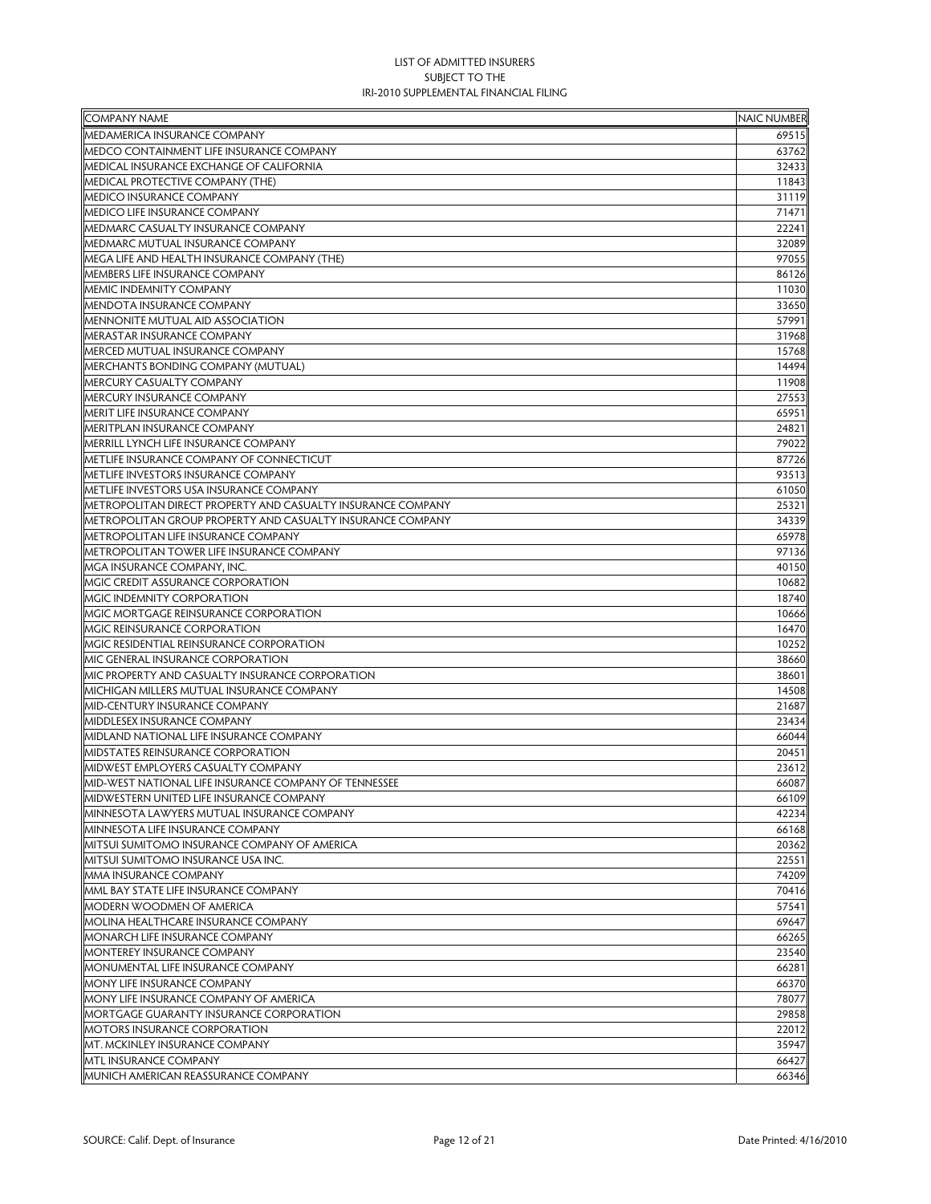LIST OF ADMITTED INSURERS
SUBJECT TO THE
IRI-2010 SUPPLEMENTAL FINANCIAL FILING

| COMPANY NAME | NAIC NUMBER |
|---|---|
| MEDAMERICA INSURANCE COMPANY | 69515 |
| MEDCO CONTAINMENT LIFE INSURANCE COMPANY | 63762 |
| MEDICAL INSURANCE EXCHANGE OF CALIFORNIA | 32433 |
| MEDICAL PROTECTIVE COMPANY (THE) | 11843 |
| MEDICO INSURANCE COMPANY | 31119 |
| MEDICO LIFE INSURANCE COMPANY | 71471 |
| MEDMARC CASUALTY INSURANCE COMPANY | 22241 |
| MEDMARC MUTUAL INSURANCE COMPANY | 32089 |
| MEGA LIFE AND HEALTH INSURANCE COMPANY (THE) | 97055 |
| MEMBERS LIFE INSURANCE COMPANY | 86126 |
| MEMIC INDEMNITY COMPANY | 11030 |
| MENDOTA INSURANCE COMPANY | 33650 |
| MENNONITE MUTUAL AID ASSOCIATION | 57991 |
| MERASTAR INSURANCE COMPANY | 31968 |
| MERCED MUTUAL INSURANCE COMPANY | 15768 |
| MERCHANTS BONDING COMPANY (MUTUAL) | 14494 |
| MERCURY CASUALTY COMPANY | 11908 |
| MERCURY INSURANCE COMPANY | 27553 |
| MERIT LIFE INSURANCE COMPANY | 65951 |
| MERITPLAN INSURANCE COMPANY | 24821 |
| MERRILL LYNCH LIFE INSURANCE COMPANY | 79022 |
| METLIFE INSURANCE COMPANY OF CONNECTICUT | 87726 |
| METLIFE INVESTORS INSURANCE COMPANY | 93513 |
| METLIFE INVESTORS USA INSURANCE COMPANY | 61050 |
| METROPOLITAN DIRECT PROPERTY AND CASUALTY INSURANCE COMPANY | 25321 |
| METROPOLITAN GROUP PROPERTY AND CASUALTY INSURANCE COMPANY | 34339 |
| METROPOLITAN LIFE INSURANCE COMPANY | 65978 |
| METROPOLITAN TOWER LIFE INSURANCE COMPANY | 97136 |
| MGA INSURANCE COMPANY, INC. | 40150 |
| MGIC CREDIT ASSURANCE CORPORATION | 10682 |
| MGIC INDEMNITY CORPORATION | 18740 |
| MGIC MORTGAGE REINSURANCE CORPORATION | 10666 |
| MGIC REINSURANCE CORPORATION | 16470 |
| MGIC RESIDENTIAL REINSURANCE CORPORATION | 10252 |
| MIC GENERAL INSURANCE CORPORATION | 38660 |
| MIC PROPERTY AND CASUALTY INSURANCE CORPORATION | 38601 |
| MICHIGAN MILLERS MUTUAL INSURANCE COMPANY | 14508 |
| MID-CENTURY INSURANCE COMPANY | 21687 |
| MIDDLESEX INSURANCE COMPANY | 23434 |
| MIDLAND NATIONAL LIFE INSURANCE COMPANY | 66044 |
| MIDSTATES REINSURANCE CORPORATION | 20451 |
| MIDWEST EMPLOYERS CASUALTY COMPANY | 23612 |
| MID-WEST NATIONAL LIFE INSURANCE COMPANY OF TENNESSEE | 66087 |
| MIDWESTERN UNITED LIFE INSURANCE COMPANY | 66109 |
| MINNESOTA LAWYERS MUTUAL INSURANCE COMPANY | 42234 |
| MINNESOTA LIFE INSURANCE COMPANY | 66168 |
| MITSUI SUMITOMO INSURANCE COMPANY OF AMERICA | 20362 |
| MITSUI SUMITOMO INSURANCE USA INC. | 22551 |
| MMA INSURANCE COMPANY | 74209 |
| MML BAY STATE LIFE INSURANCE COMPANY | 70416 |
| MODERN WOODMEN OF AMERICA | 57541 |
| MOLINA HEALTHCARE INSURANCE COMPANY | 69647 |
| MONARCH LIFE INSURANCE COMPANY | 66265 |
| MONTEREY INSURANCE COMPANY | 23540 |
| MONUMENTAL LIFE INSURANCE COMPANY | 66281 |
| MONY LIFE INSURANCE COMPANY | 66370 |
| MONY LIFE INSURANCE COMPANY OF AMERICA | 78077 |
| MORTGAGE GUARANTY INSURANCE CORPORATION | 29858 |
| MOTORS INSURANCE CORPORATION | 22012 |
| MT. MCKINLEY INSURANCE COMPANY | 35947 |
| MTL INSURANCE COMPANY | 66427 |
| MUNICH AMERICAN REASSURANCE COMPANY | 66346 |

SOURCE: Calif. Dept. of Insurance | Date Printed: 4/16/2010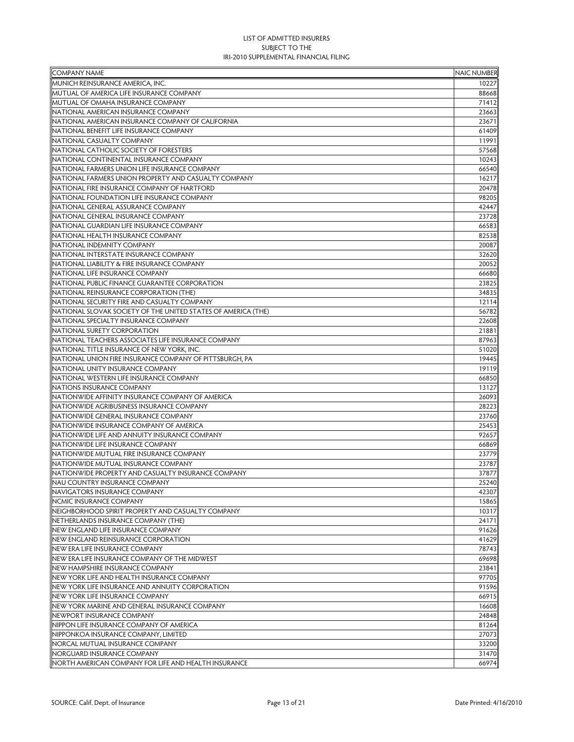LIST OF ADMITTED INSURERS
SUBJECT TO THE
IRI-2010 SUPPLEMENTAL FINANCIAL FILING

| COMPANY NAME | NAIC NUMBER |
|---|---|
| MUNICH REINSURANCE AMERICA, INC. | 10227 |
| MUTUAL OF AMERICA LIFE INSURANCE COMPANY | 88668 |
| MUTUAL OF OMAHA INSURANCE COMPANY | 71412 |
| NATIONAL AMERICAN INSURANCE COMPANY | 23663 |
| NATIONAL AMERICAN INSURANCE COMPANY OF CALIFORNIA | 23671 |
| NATIONAL BENEFIT LIFE INSURANCE COMPANY | 61409 |
| NATIONAL CASUALTY COMPANY | 11991 |
| NATIONAL CATHOLIC SOCIETY OF FORESTERS | 57568 |
| NATIONAL CONTINENTAL INSURANCE COMPANY | 10243 |
| NATIONAL FARMERS UNION LIFE INSURANCE COMPANY | 66540 |
| NATIONAL FARMERS UNION PROPERTY AND CASUALTY COMPANY | 16217 |
| NATIONAL FIRE INSURANCE COMPANY OF HARTFORD | 20478 |
| NATIONAL FOUNDATION LIFE INSURANCE COMPANY | 98205 |
| NATIONAL GENERAL ASSURANCE COMPANY | 42447 |
| NATIONAL GENERAL INSURANCE COMPANY | 23728 |
| NATIONAL GUARDIAN LIFE INSURANCE COMPANY | 66583 |
| NATIONAL HEALTH INSURANCE COMPANY | 82538 |
| NATIONAL INDEMNITY COMPANY | 20087 |
| NATIONAL INTERSTATE INSURANCE COMPANY | 32620 |
| NATIONAL LIABILITY & FIRE INSURANCE COMPANY | 20052 |
| NATIONAL LIFE INSURANCE COMPANY | 66680 |
| NATIONAL PUBLIC FINANCE GUARANTEE CORPORATION | 23825 |
| NATIONAL REINSURANCE CORPORATION (THE) | 34835 |
| NATIONAL SECURITY FIRE AND CASUALTY COMPANY | 12114 |
| NATIONAL SLOVAK SOCIETY OF THE UNITED STATES OF AMERICA (THE) | 56782 |
| NATIONAL SPECIALTY INSURANCE COMPANY | 22608 |
| NATIONAL SURETY CORPORATION | 21881 |
| NATIONAL TEACHERS ASSOCIATES LIFE INSURANCE COMPANY | 87963 |
| NATIONAL TITLE INSURANCE OF NEW YORK, INC. | 51020 |
| NATIONAL UNION FIRE INSURANCE COMPANY OF PITTSBURGH, PA | 19445 |
| NATIONAL UNITY INSURANCE COMPANY | 19119 |
| NATIONAL WESTERN LIFE INSURANCE COMPANY | 66850 |
| NATIONS INSURANCE COMPANY | 13127 |
| NATIONWIDE AFFINITY INSURANCE COMPANY OF AMERICA | 26093 |
| NATIONWIDE AGRIBUSINESS INSURANCE COMPANY | 28223 |
| NATIONWIDE GENERAL INSURANCE COMPANY | 23760 |
| NATIONWIDE INSURANCE COMPANY OF AMERICA | 25453 |
| NATIONWIDE LIFE AND ANNUITY INSURANCE COMPANY | 92657 |
| NATIONWIDE LIFE INSURANCE COMPANY | 66869 |
| NATIONWIDE MUTUAL FIRE INSURANCE COMPANY | 23779 |
| NATIONWIDE MUTUAL INSURANCE COMPANY | 23787 |
| NATIONWIDE PROPERTY AND CASUALTY INSURANCE COMPANY | 37877 |
| NAU COUNTRY INSURANCE COMPANY | 25240 |
| NAVIGATORS INSURANCE COMPANY | 42307 |
| NCMIC INSURANCE COMPANY | 15865 |
| NEIGHBORHOOD SPIRIT PROPERTY AND CASUALTY COMPANY | 10317 |
| NETHERLANDS INSURANCE COMPANY (THE) | 24171 |
| NEW ENGLAND LIFE INSURANCE COMPANY | 91626 |
| NEW ENGLAND REINSURANCE CORPORATION | 41629 |
| NEW ERA LIFE INSURANCE COMPANY | 78743 |
| NEW ERA LIFE INSURANCE COMPANY OF THE MIDWEST | 69698 |
| NEW HAMPSHIRE INSURANCE COMPANY | 23841 |
| NEW YORK LIFE AND HEALTH INSURANCE COMPANY | 97705 |
| NEW YORK LIFE INSURANCE AND ANNUITY CORPORATION | 91596 |
| NEW YORK LIFE INSURANCE COMPANY | 66915 |
| NEW YORK MARINE AND GENERAL INSURANCE COMPANY | 16608 |
| NEWPORT INSURANCE COMPANY | 24848 |
| NIPPON LIFE INSURANCE COMPANY OF AMERICA | 81264 |
| NIPPONKOA INSURANCE COMPANY, LIMITED | 27073 |
| NORCAL MUTUAL INSURANCE COMPANY | 33200 |
| NORGUARD INSURANCE COMPANY | 31470 |
| NORTH AMERICAN COMPANY FOR LIFE AND HEALTH INSURANCE | 66974 |

SOURCE: Calif. Dept. of Insurance | Date Printed: 4/16/2010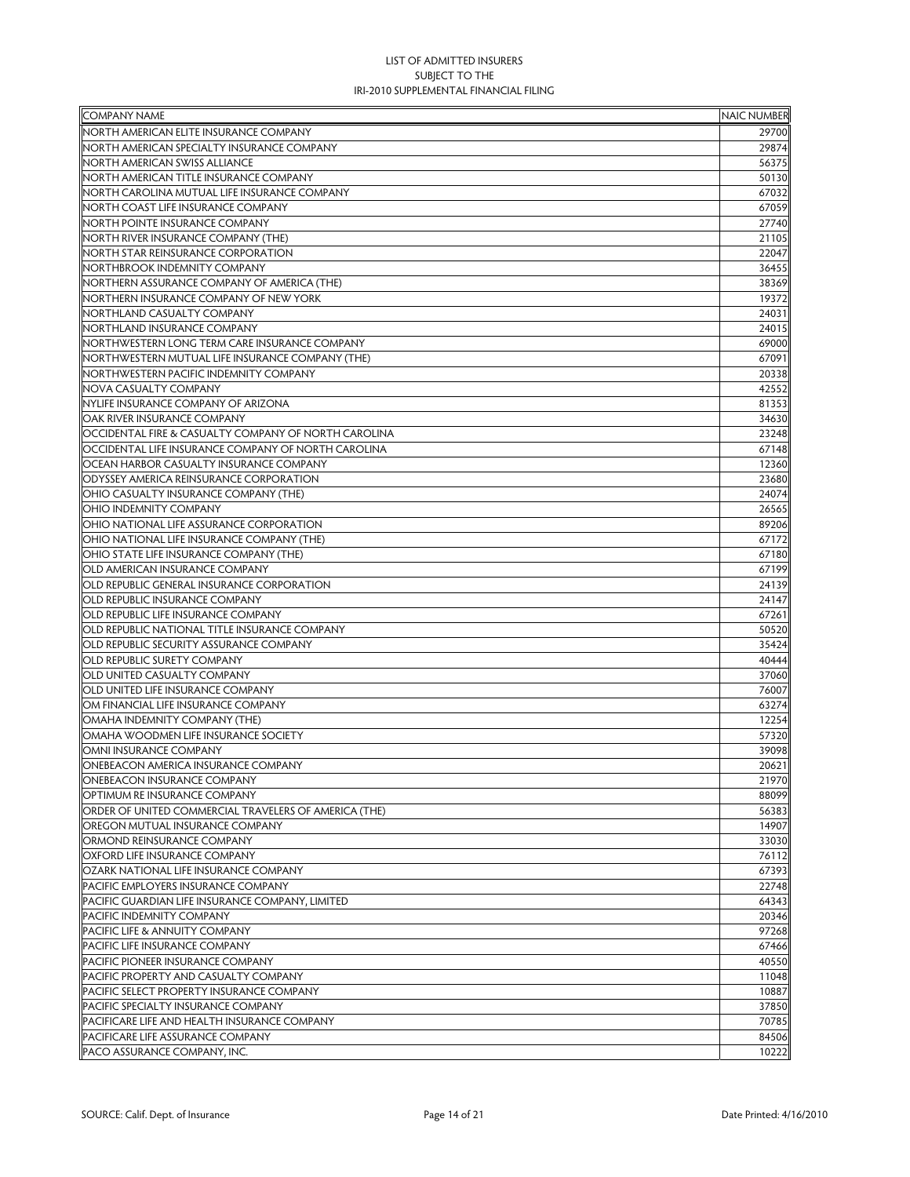LIST OF ADMITTED INSURERS
SUBJECT TO THE
IRI-2010 SUPPLEMENTAL FINANCIAL FILING

| COMPANY NAME | NAIC NUMBER |
|---|---|
| NORTH AMERICAN ELITE INSURANCE COMPANY | 29700 |
| NORTH AMERICAN SPECIALTY INSURANCE COMPANY | 29874 |
| NORTH AMERICAN SWISS ALLIANCE | 56375 |
| NORTH AMERICAN TITLE INSURANCE COMPANY | 50130 |
| NORTH CAROLINA MUTUAL LIFE INSURANCE COMPANY | 67032 |
| NORTH COAST LIFE INSURANCE COMPANY | 67059 |
| NORTH POINTE INSURANCE COMPANY | 27740 |
| NORTH RIVER INSURANCE COMPANY (THE) | 21105 |
| NORTH STAR REINSURANCE CORPORATION | 22047 |
| NORTHBROOK INDEMNITY COMPANY | 36455 |
| NORTHERN ASSURANCE COMPANY OF AMERICA (THE) | 38369 |
| NORTHERN INSURANCE COMPANY OF NEW YORK | 19372 |
| NORTHLAND CASUALTY COMPANY | 24031 |
| NORTHLAND INSURANCE COMPANY | 24015 |
| NORTHWESTERN LONG TERM CARE INSURANCE COMPANY | 69000 |
| NORTHWESTERN MUTUAL LIFE INSURANCE COMPANY (THE) | 67091 |
| NORTHWESTERN PACIFIC INDEMNITY COMPANY | 20338 |
| NOVA CASUALTY COMPANY | 42552 |
| NYLIFE INSURANCE COMPANY OF ARIZONA | 81353 |
| OAK RIVER INSURANCE COMPANY | 34630 |
| OCCIDENTAL FIRE & CASUALTY COMPANY OF NORTH CAROLINA | 23248 |
| OCCIDENTAL LIFE INSURANCE COMPANY OF NORTH CAROLINA | 67148 |
| OCEAN HARBOR CASUALTY INSURANCE COMPANY | 12360 |
| ODYSSEY AMERICA REINSURANCE CORPORATION | 23680 |
| OHIO CASUALTY INSURANCE COMPANY (THE) | 24074 |
| OHIO INDEMNITY COMPANY | 26565 |
| OHIO NATIONAL LIFE ASSURANCE CORPORATION | 89206 |
| OHIO NATIONAL LIFE INSURANCE COMPANY (THE) | 67172 |
| OHIO STATE LIFE INSURANCE COMPANY (THE) | 67180 |
| OLD AMERICAN INSURANCE COMPANY | 67199 |
| OLD REPUBLIC GENERAL INSURANCE CORPORATION | 24139 |
| OLD REPUBLIC INSURANCE COMPANY | 24147 |
| OLD REPUBLIC LIFE INSURANCE COMPANY | 67261 |
| OLD REPUBLIC NATIONAL TITLE INSURANCE COMPANY | 50520 |
| OLD REPUBLIC SECURITY ASSURANCE COMPANY | 35424 |
| OLD REPUBLIC SURETY COMPANY | 40444 |
| OLD UNITED CASUALTY COMPANY | 37060 |
| OLD UNITED LIFE INSURANCE COMPANY | 76007 |
| OM FINANCIAL LIFE INSURANCE COMPANY | 63274 |
| OMAHA INDEMNITY COMPANY (THE) | 12254 |
| OMAHA WOODMEN LIFE INSURANCE SOCIETY | 57320 |
| OMNI INSURANCE COMPANY | 39098 |
| ONEBEACON AMERICA INSURANCE COMPANY | 20621 |
| ONEBEACON INSURANCE COMPANY | 21970 |
| OPTIMUM RE INSURANCE COMPANY | 88099 |
| ORDER OF UNITED COMMERCIAL TRAVELERS OF AMERICA (THE) | 56383 |
| OREGON MUTUAL INSURANCE COMPANY | 14907 |
| ORMOND REINSURANCE COMPANY | 33030 |
| OXFORD LIFE INSURANCE COMPANY | 76112 |
| OZARK NATIONAL LIFE INSURANCE COMPANY | 67393 |
| PACIFIC EMPLOYERS INSURANCE COMPANY | 22748 |
| PACIFIC GUARDIAN LIFE INSURANCE COMPANY, LIMITED | 64343 |
| PACIFIC INDEMNITY COMPANY | 20346 |
| PACIFIC LIFE & ANNUITY COMPANY | 97268 |
| PACIFIC LIFE INSURANCE COMPANY | 67466 |
| PACIFIC PIONEER INSURANCE COMPANY | 40550 |
| PACIFIC PROPERTY AND CASUALTY COMPANY | 11048 |
| PACIFIC SELECT PROPERTY INSURANCE COMPANY | 10887 |
| PACIFIC SPECIALTY INSURANCE COMPANY | 37850 |
| PACIFICARE LIFE AND HEALTH INSURANCE COMPANY | 70785 |
| PACIFICARE LIFE ASSURANCE COMPANY | 84506 |
| PACO ASSURANCE COMPANY, INC. | 10222 |

SOURCE: Calif. Dept. of Insurance — Date Printed: 4/16/2010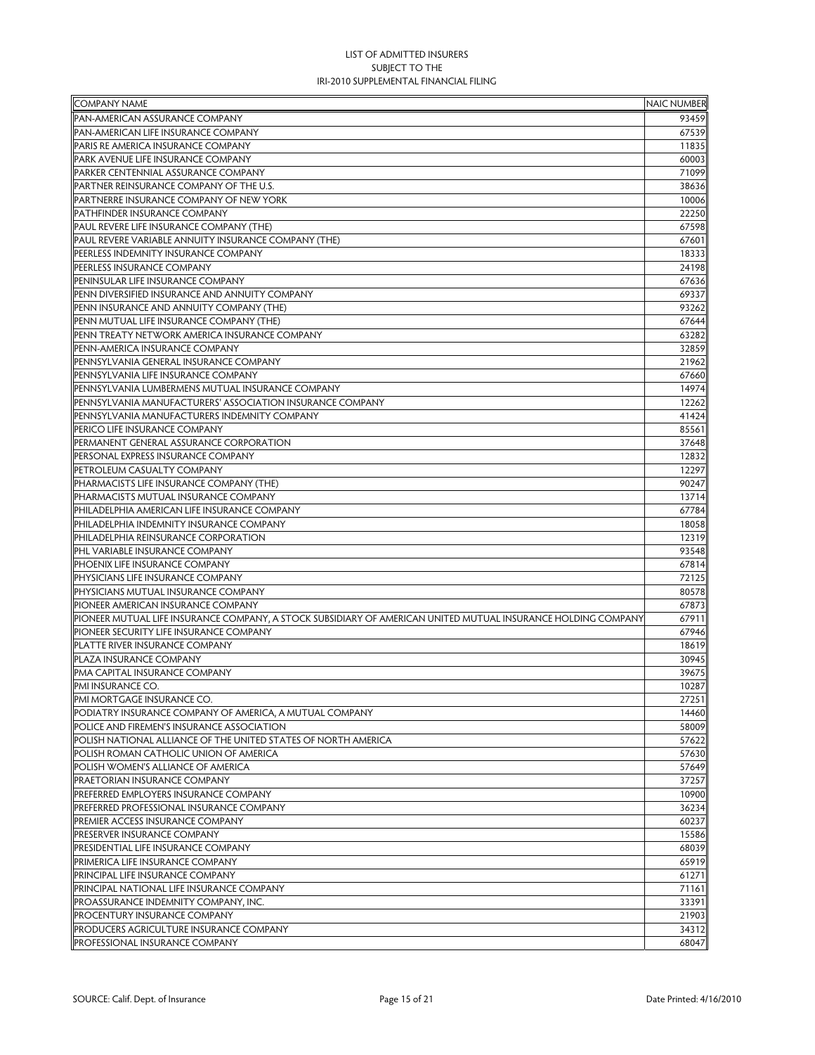LIST OF ADMITTED INSURERS
SUBJECT TO THE
IRI-2010 SUPPLEMENTAL FINANCIAL FILING

| COMPANY NAME | NAIC NUMBER |
|---|---|
| PAN-AMERICAN ASSURANCE COMPANY | 93459 |
| PAN-AMERICAN LIFE INSURANCE COMPANY | 67539 |
| PARIS RE AMERICA INSURANCE COMPANY | 11835 |
| PARK AVENUE LIFE INSURANCE COMPANY | 60003 |
| PARKER CENTENNIAL ASSURANCE COMPANY | 71099 |
| PARTNER REINSURANCE COMPANY OF THE U.S. | 38636 |
| PARTNERRE INSURANCE COMPANY OF NEW YORK | 10006 |
| PATHFINDER INSURANCE COMPANY | 22250 |
| PAUL REVERE LIFE INSURANCE COMPANY (THE) | 67598 |
| PAUL REVERE VARIABLE ANNUITY INSURANCE COMPANY (THE) | 67601 |
| PEERLESS INDEMNITY INSURANCE COMPANY | 18333 |
| PEERLESS INSURANCE COMPANY | 24198 |
| PENINSULAR LIFE INSURANCE COMPANY | 67636 |
| PENN DIVERSIFIED INSURANCE AND ANNUITY COMPANY | 69337 |
| PENN INSURANCE AND ANNUITY COMPANY (THE) | 93262 |
| PENN MUTUAL LIFE INSURANCE COMPANY (THE) | 67644 |
| PENN TREATY NETWORK AMERICA INSURANCE COMPANY | 63282 |
| PENN-AMERICA INSURANCE COMPANY | 32859 |
| PENNSYLVANIA GENERAL INSURANCE COMPANY | 21962 |
| PENNSYLVANIA LIFE INSURANCE COMPANY | 67660 |
| PENNSYLVANIA LUMBERMENS MUTUAL INSURANCE COMPANY | 14974 |
| PENNSYLVANIA MANUFACTURERS' ASSOCIATION INSURANCE COMPANY | 12262 |
| PENNSYLVANIA MANUFACTURERS INDEMNITY COMPANY | 41424 |
| PERICO LIFE INSURANCE COMPANY | 85561 |
| PERMANENT GENERAL ASSURANCE CORPORATION | 37648 |
| PERSONAL EXPRESS INSURANCE COMPANY | 12832 |
| PETROLEUM CASUALTY COMPANY | 12297 |
| PHARMACISTS LIFE INSURANCE COMPANY (THE) | 90247 |
| PHARMACISTS MUTUAL INSURANCE COMPANY | 13714 |
| PHILADELPHIA AMERICAN LIFE INSURANCE COMPANY | 67784 |
| PHILADELPHIA INDEMNITY INSURANCE COMPANY | 18058 |
| PHILADELPHIA REINSURANCE CORPORATION | 12319 |
| PHL VARIABLE INSURANCE COMPANY | 93548 |
| PHOENIX LIFE INSURANCE COMPANY | 67814 |
| PHYSICIANS LIFE INSURANCE COMPANY | 72125 |
| PHYSICIANS MUTUAL INSURANCE COMPANY | 80578 |
| PIONEER AMERICAN INSURANCE COMPANY | 67873 |
| PIONEER MUTUAL LIFE INSURANCE COMPANY, A STOCK SUBSIDIARY OF AMERICAN UNITED MUTUAL INSURANCE HOLDING COMPANY | 67911 |
| PIONEER SECURITY LIFE INSURANCE COMPANY | 67946 |
| PLATTE RIVER INSURANCE COMPANY | 18619 |
| PLAZA INSURANCE COMPANY | 30945 |
| PMA CAPITAL INSURANCE COMPANY | 39675 |
| PMI INSURANCE CO. | 10287 |
| PMI MORTGAGE INSURANCE CO. | 27251 |
| PODIATRY INSURANCE COMPANY OF AMERICA, A MUTUAL COMPANY | 14460 |
| POLICE AND FIREMEN'S INSURANCE ASSOCIATION | 58009 |
| POLISH NATIONAL ALLIANCE OF THE UNITED STATES OF NORTH AMERICA | 57622 |
| POLISH ROMAN CATHOLIC UNION OF AMERICA | 57630 |
| POLISH WOMEN'S ALLIANCE OF AMERICA | 57649 |
| PRAETORIAN INSURANCE COMPANY | 37257 |
| PREFERRED EMPLOYERS INSURANCE COMPANY | 10900 |
| PREFERRED PROFESSIONAL INSURANCE COMPANY | 36234 |
| PREMIER ACCESS INSURANCE COMPANY | 60237 |
| PRESERVER INSURANCE COMPANY | 15586 |
| PRESIDENTIAL LIFE INSURANCE COMPANY | 68039 |
| PRIMERICA LIFE INSURANCE COMPANY | 65919 |
| PRINCIPAL LIFE INSURANCE COMPANY | 61271 |
| PRINCIPAL NATIONAL LIFE INSURANCE COMPANY | 71161 |
| PROASSURANCE INDEMNITY COMPANY, INC. | 33391 |
| PROCENTURY INSURANCE COMPANY | 21903 |
| PRODUCERS AGRICULTURE INSURANCE COMPANY | 34312 |
| PROFESSIONAL INSURANCE COMPANY | 68047 |

SOURCE: Calif. Dept. of Insurance — Date Printed: 4/16/2010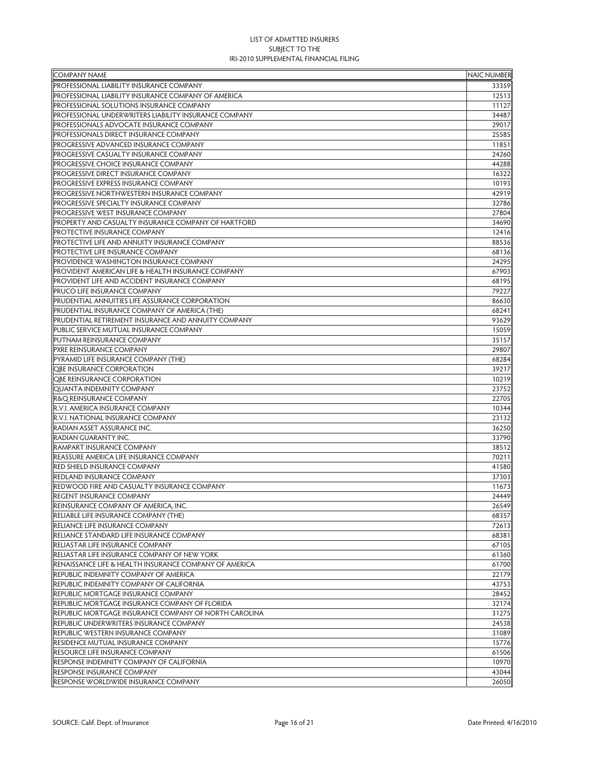LIST OF ADMITTED INSURERS
SUBJECT TO THE
IRI-2010 SUPPLEMENTAL FINANCIAL FILING

| COMPANY NAME | NAIC NUMBER |
|---|---|
| PROFESSIONAL LIABILITY INSURANCE COMPANY | 33359 |
| PROFESSIONAL LIABILITY INSURANCE COMPANY OF AMERICA | 12513 |
| PROFESSIONAL SOLUTIONS INSURANCE COMPANY | 11127 |
| PROFESSIONAL UNDERWRITERS LIABILITY INSURANCE COMPANY | 34487 |
| PROFESSIONALS ADVOCATE INSURANCE COMPANY | 29017 |
| PROFESSIONALS DIRECT INSURANCE COMPANY | 25585 |
| PROGRESSIVE ADVANCED INSURANCE COMPANY | 11851 |
| PROGRESSIVE CASUALTY INSURANCE COMPANY | 24260 |
| PROGRESSIVE CHOICE INSURANCE COMPANY | 44288 |
| PROGRESSIVE DIRECT INSURANCE COMPANY | 16322 |
| PROGRESSIVE EXPRESS INSURANCE COMPANY | 10193 |
| PROGRESSIVE NORTHWESTERN INSURANCE COMPANY | 42919 |
| PROGRESSIVE SPECIALTY INSURANCE COMPANY | 32786 |
| PROGRESSIVE WEST INSURANCE COMPANY | 27804 |
| PROPERTY AND CASUALTY INSURANCE COMPANY OF HARTFORD | 34690 |
| PROTECTIVE INSURANCE COMPANY | 12416 |
| PROTECTIVE LIFE AND ANNUITY INSURANCE COMPANY | 88536 |
| PROTECTIVE LIFE INSURANCE COMPANY | 68136 |
| PROVIDENCE WASHINGTON INSURANCE COMPANY | 24295 |
| PROVIDENT AMERICAN LIFE & HEALTH INSURANCE COMPANY | 67903 |
| PROVIDENT LIFE AND ACCIDENT INSURANCE COMPANY | 68195 |
| PRUCO LIFE INSURANCE COMPANY | 79227 |
| PRUDENTIAL ANNUITIES LIFE ASSURANCE CORPORATION | 86630 |
| PRUDENTIAL INSURANCE COMPANY OF AMERICA (THE) | 68241 |
| PRUDENTIAL RETIREMENT INSURANCE AND ANNUITY COMPANY | 93629 |
| PUBLIC SERVICE MUTUAL INSURANCE COMPANY | 15059 |
| PUTNAM REINSURANCE COMPANY | 35157 |
| PXRE REINSURANCE COMPANY | 29807 |
| PYRAMID LIFE INSURANCE COMPANY (THE) | 68284 |
| QBE INSURANCE CORPORATION | 39217 |
| QBE REINSURANCE CORPORATION | 10219 |
| QUANTA INDEMNITY COMPANY | 23752 |
| R&Q REINSURANCE COMPANY | 22705 |
| R.V.I. AMERICA INSURANCE COMPANY | 10344 |
| R.V.I. NATIONAL INSURANCE COMPANY | 23132 |
| RADIAN ASSET ASSURANCE INC. | 36250 |
| RADIAN GUARANTY INC. | 33790 |
| RAMPART INSURANCE COMPANY | 38512 |
| REASSURE AMERICA LIFE INSURANCE COMPANY | 70211 |
| RED SHIELD INSURANCE COMPANY | 41580 |
| REDLAND INSURANCE COMPANY | 37303 |
| REDWOOD FIRE AND CASUALTY INSURANCE COMPANY | 11673 |
| REGENT INSURANCE COMPANY | 24449 |
| REINSURANCE COMPANY OF AMERICA, INC. | 26549 |
| RELIABLE LIFE INSURANCE COMPANY (THE) | 68357 |
| RELIANCE LIFE INSURANCE COMPANY | 72613 |
| RELIANCE STANDARD LIFE INSURANCE COMPANY | 68381 |
| RELIASTAR LIFE INSURANCE COMPANY | 67105 |
| RELIASTAR LIFE INSURANCE COMPANY OF NEW YORK | 61360 |
| RENAISSANCE LIFE & HEALTH INSURANCE COMPANY OF AMERICA | 61700 |
| REPUBLIC INDEMNITY COMPANY OF AMERICA | 22179 |
| REPUBLIC INDEMNITY COMPANY OF CALIFORNIA | 43753 |
| REPUBLIC MORTGAGE INSURANCE COMPANY | 28452 |
| REPUBLIC MORTGAGE INSURANCE COMPANY OF FLORIDA | 32174 |
| REPUBLIC MORTGAGE INSURANCE COMPANY OF NORTH CAROLINA | 31275 |
| REPUBLIC UNDERWRITERS INSURANCE COMPANY | 24538 |
| REPUBLIC WESTERN INSURANCE COMPANY | 31089 |
| RESIDENCE MUTUAL INSURANCE COMPANY | 15776 |
| RESOURCE LIFE INSURANCE COMPANY | 61506 |
| RESPONSE INDEMNITY COMPANY OF CALIFORNIA | 10970 |
| RESPONSE INSURANCE COMPANY | 43044 |
| RESPONSE WORLDWIDE INSURANCE COMPANY | 26050 |

SOURCE: Calif. Dept. of Insurance    Date Printed: 4/16/2010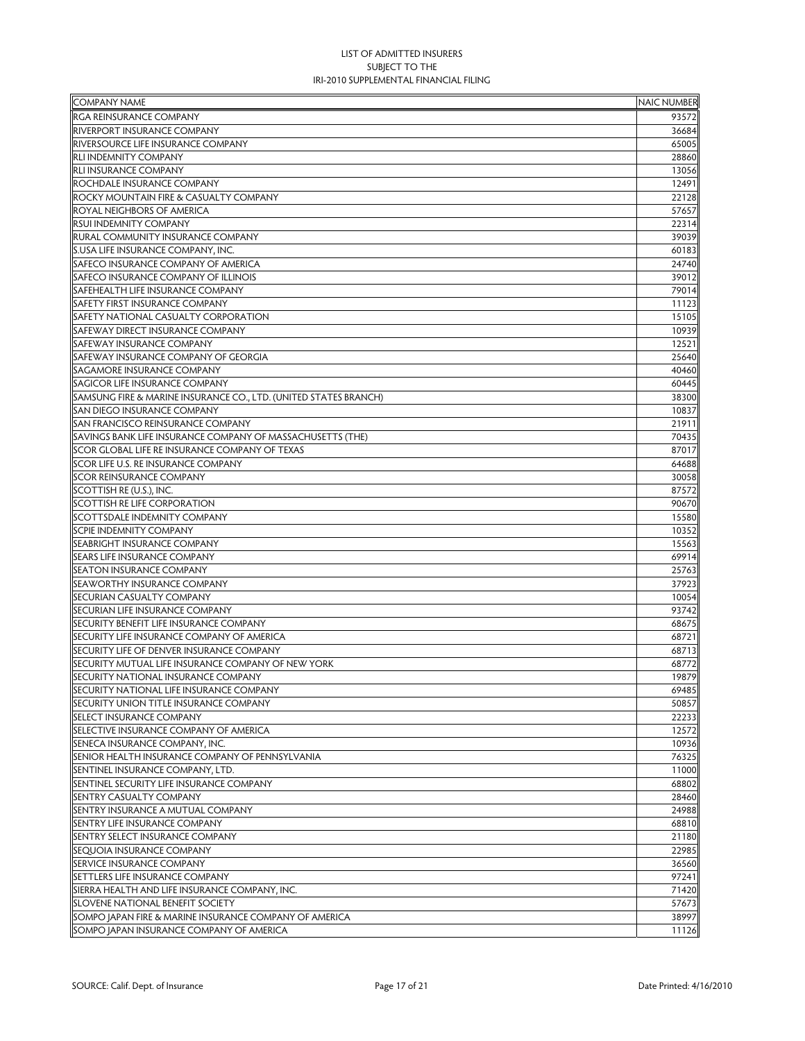LIST OF ADMITTED INSURERS
SUBJECT TO THE
IRI-2010 SUPPLEMENTAL FINANCIAL FILING

| COMPANY NAME | NAIC NUMBER |
| --- | --- |
| RGA REINSURANCE COMPANY | 93572 |
| RIVERPORT INSURANCE COMPANY | 36684 |
| RIVERSOURCE LIFE INSURANCE COMPANY | 65005 |
| RLI INDEMNITY COMPANY | 28860 |
| RLI INSURANCE COMPANY | 13056 |
| ROCHDALE INSURANCE COMPANY | 12491 |
| ROCKY MOUNTAIN FIRE & CASUALTY COMPANY | 22128 |
| ROYAL NEIGHBORS OF AMERICA | 57657 |
| RSUI INDEMNITY COMPANY | 22314 |
| RURAL COMMUNITY INSURANCE COMPANY | 39039 |
| S.USA LIFE INSURANCE COMPANY, INC. | 60183 |
| SAFECO INSURANCE COMPANY OF AMERICA | 24740 |
| SAFECO INSURANCE COMPANY OF ILLINOIS | 39012 |
| SAFEHEALTH LIFE INSURANCE COMPANY | 79014 |
| SAFETY FIRST INSURANCE COMPANY | 11123 |
| SAFETY NATIONAL CASUALTY CORPORATION | 15105 |
| SAFEWAY DIRECT INSURANCE COMPANY | 10939 |
| SAFEWAY INSURANCE COMPANY | 12521 |
| SAFEWAY INSURANCE COMPANY OF GEORGIA | 25640 |
| SAGAMORE INSURANCE COMPANY | 40460 |
| SAGICOR LIFE INSURANCE COMPANY | 60445 |
| SAMSUNG FIRE & MARINE INSURANCE CO., LTD. (UNITED STATES BRANCH) | 38300 |
| SAN DIEGO INSURANCE COMPANY | 10837 |
| SAN FRANCISCO REINSURANCE COMPANY | 21911 |
| SAVINGS BANK LIFE INSURANCE COMPANY OF MASSACHUSETTS (THE) | 70435 |
| SCOR GLOBAL LIFE RE INSURANCE COMPANY OF TEXAS | 87017 |
| SCOR LIFE U.S. RE INSURANCE COMPANY | 64688 |
| SCOR REINSURANCE COMPANY | 30058 |
| SCOTTISH RE (U.S.), INC. | 87572 |
| SCOTTISH RE LIFE CORPORATION | 90670 |
| SCOTTSDALE INDEMNITY COMPANY | 15580 |
| SCPIE INDEMNITY COMPANY | 10352 |
| SEABRIGHT INSURANCE COMPANY | 15563 |
| SEARS LIFE INSURANCE COMPANY | 69914 |
| SEATON INSURANCE COMPANY | 25763 |
| SEAWORTHY INSURANCE COMPANY | 37923 |
| SECURIAN CASUALTY COMPANY | 10054 |
| SECURIAN LIFE INSURANCE COMPANY | 93742 |
| SECURITY BENEFIT LIFE INSURANCE COMPANY | 68675 |
| SECURITY LIFE INSURANCE COMPANY OF AMERICA | 68721 |
| SECURITY LIFE OF DENVER INSURANCE COMPANY | 68713 |
| SECURITY MUTUAL LIFE INSURANCE COMPANY OF NEW YORK | 68772 |
| SECURITY NATIONAL INSURANCE COMPANY | 19879 |
| SECURITY NATIONAL LIFE INSURANCE COMPANY | 69485 |
| SECURITY UNION TITLE INSURANCE COMPANY | 50857 |
| SELECT INSURANCE COMPANY | 22233 |
| SELECTIVE INSURANCE COMPANY OF AMERICA | 12572 |
| SENECA INSURANCE COMPANY, INC. | 10936 |
| SENIOR HEALTH INSURANCE COMPANY OF PENNSYLVANIA | 76325 |
| SENTINEL INSURANCE COMPANY, LTD. | 11000 |
| SENTINEL SECURITY LIFE INSURANCE COMPANY | 68802 |
| SENTRY CASUALTY COMPANY | 28460 |
| SENTRY INSURANCE A MUTUAL COMPANY | 24988 |
| SENTRY LIFE INSURANCE COMPANY | 68810 |
| SENTRY SELECT INSURANCE COMPANY | 21180 |
| SEQUOIA INSURANCE COMPANY | 22985 |
| SERVICE INSURANCE COMPANY | 36560 |
| SETTLERS LIFE INSURANCE COMPANY | 97241 |
| SIERRA HEALTH AND LIFE INSURANCE COMPANY, INC. | 71420 |
| SLOVENE NATIONAL BENEFIT SOCIETY | 57673 |
| SOMPO JAPAN FIRE & MARINE INSURANCE COMPANY OF AMERICA | 38997 |
| SOMPO JAPAN INSURANCE COMPANY OF AMERICA | 11126 |

SOURCE: Calif. Dept. of Insurance — Date Printed: 4/16/2010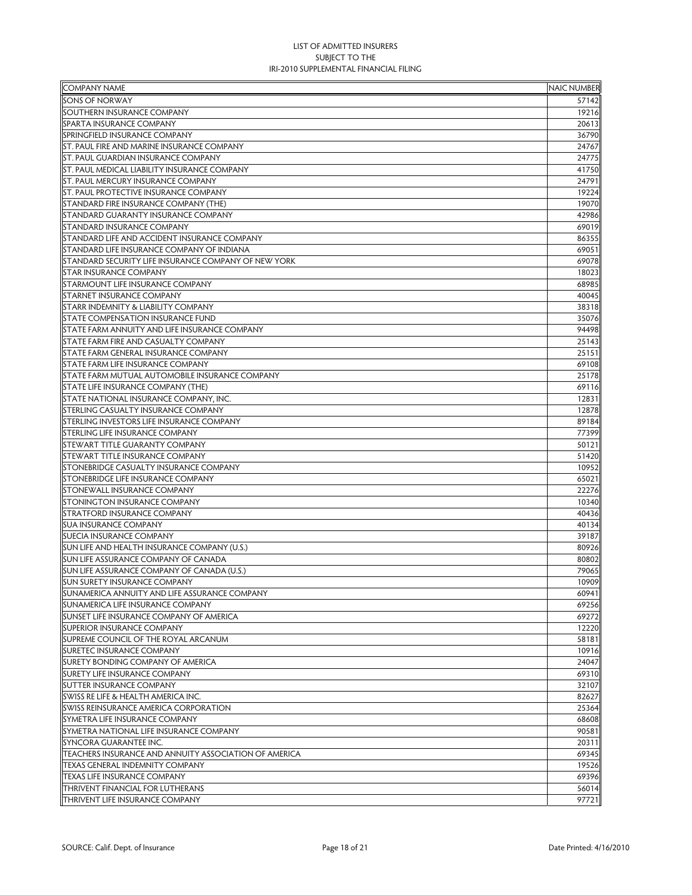LIST OF ADMITTED INSURERS
SUBJECT TO THE
IRI-2010 SUPPLEMENTAL FINANCIAL FILING

| COMPANY NAME | NAIC NUMBER |
|---|---|
| SONS OF NORWAY | 57142 |
| SOUTHERN INSURANCE COMPANY | 19216 |
| SPARTA INSURANCE COMPANY | 20613 |
| SPRINGFIELD INSURANCE COMPANY | 36790 |
| ST. PAUL FIRE AND MARINE INSURANCE COMPANY | 24767 |
| ST. PAUL GUARDIAN INSURANCE COMPANY | 24775 |
| ST. PAUL MEDICAL LIABILITY INSURANCE COMPANY | 41750 |
| ST. PAUL MERCURY INSURANCE COMPANY | 24791 |
| ST. PAUL PROTECTIVE INSURANCE COMPANY | 19224 |
| STANDARD FIRE INSURANCE COMPANY (THE) | 19070 |
| STANDARD GUARANTY INSURANCE COMPANY | 42986 |
| STANDARD INSURANCE COMPANY | 69019 |
| STANDARD LIFE AND ACCIDENT INSURANCE COMPANY | 86355 |
| STANDARD LIFE INSURANCE COMPANY OF INDIANA | 69051 |
| STANDARD SECURITY LIFE INSURANCE COMPANY OF NEW YORK | 69078 |
| STAR INSURANCE COMPANY | 18023 |
| STARMOUNT LIFE INSURANCE COMPANY | 68985 |
| STARNET INSURANCE COMPANY | 40045 |
| STARR INDEMNITY & LIABILITY COMPANY | 38318 |
| STATE COMPENSATION INSURANCE FUND | 35076 |
| STATE FARM ANNUITY AND LIFE INSURANCE COMPANY | 94498 |
| STATE FARM FIRE AND CASUALTY COMPANY | 25143 |
| STATE FARM GENERAL INSURANCE COMPANY | 25151 |
| STATE FARM LIFE INSURANCE COMPANY | 69108 |
| STATE FARM MUTUAL AUTOMOBILE INSURANCE COMPANY | 25178 |
| STATE LIFE INSURANCE COMPANY (THE) | 69116 |
| STATE NATIONAL INSURANCE COMPANY, INC. | 12831 |
| STERLING CASUALTY INSURANCE COMPANY | 12878 |
| STERLING INVESTORS LIFE INSURANCE COMPANY | 89184 |
| STERLING LIFE INSURANCE COMPANY | 77399 |
| STEWART TITLE GUARANTY COMPANY | 50121 |
| STEWART TITLE INSURANCE COMPANY | 51420 |
| STONEBRIDGE CASUALTY INSURANCE COMPANY | 10952 |
| STONEBRIDGE LIFE INSURANCE COMPANY | 65021 |
| STONEWALL INSURANCE COMPANY | 22276 |
| STONINGTON INSURANCE COMPANY | 10340 |
| STRATFORD INSURANCE COMPANY | 40436 |
| SUA INSURANCE COMPANY | 40134 |
| SUECIA INSURANCE COMPANY | 39187 |
| SUN LIFE AND HEALTH INSURANCE COMPANY (U.S.) | 80926 |
| SUN LIFE ASSURANCE COMPANY OF CANADA | 80802 |
| SUN LIFE ASSURANCE COMPANY OF CANADA (U.S.) | 79065 |
| SUN SURETY INSURANCE COMPANY | 10909 |
| SUNAMERICA ANNUITY AND LIFE ASSURANCE COMPANY | 60941 |
| SUNAMERICA LIFE INSURANCE COMPANY | 69256 |
| SUNSET LIFE INSURANCE COMPANY OF AMERICA | 69272 |
| SUPERIOR INSURANCE COMPANY | 12220 |
| SUPREME COUNCIL OF THE ROYAL ARCANUM | 58181 |
| SURETEC INSURANCE COMPANY | 10916 |
| SURETY BONDING COMPANY OF AMERICA | 24047 |
| SURETY LIFE INSURANCE COMPANY | 69310 |
| SUTTER INSURANCE COMPANY | 32107 |
| SWISS RE LIFE & HEALTH AMERICA INC. | 82627 |
| SWISS REINSURANCE AMERICA CORPORATION | 25364 |
| SYMETRA LIFE INSURANCE COMPANY | 68608 |
| SYMETRA NATIONAL LIFE INSURANCE COMPANY | 90581 |
| SYNCORA GUARANTEE INC. | 20311 |
| TEACHERS INSURANCE AND ANNUITY ASSOCIATION OF AMERICA | 69345 |
| TEXAS GENERAL INDEMNITY COMPANY | 19526 |
| TEXAS LIFE INSURANCE COMPANY | 69396 |
| THRIVENT FINANCIAL FOR LUTHERANS | 56014 |
| THRIVENT LIFE INSURANCE COMPANY | 97721 |

SOURCE: Calif. Dept. of Insurance — Date Printed: 4/16/2010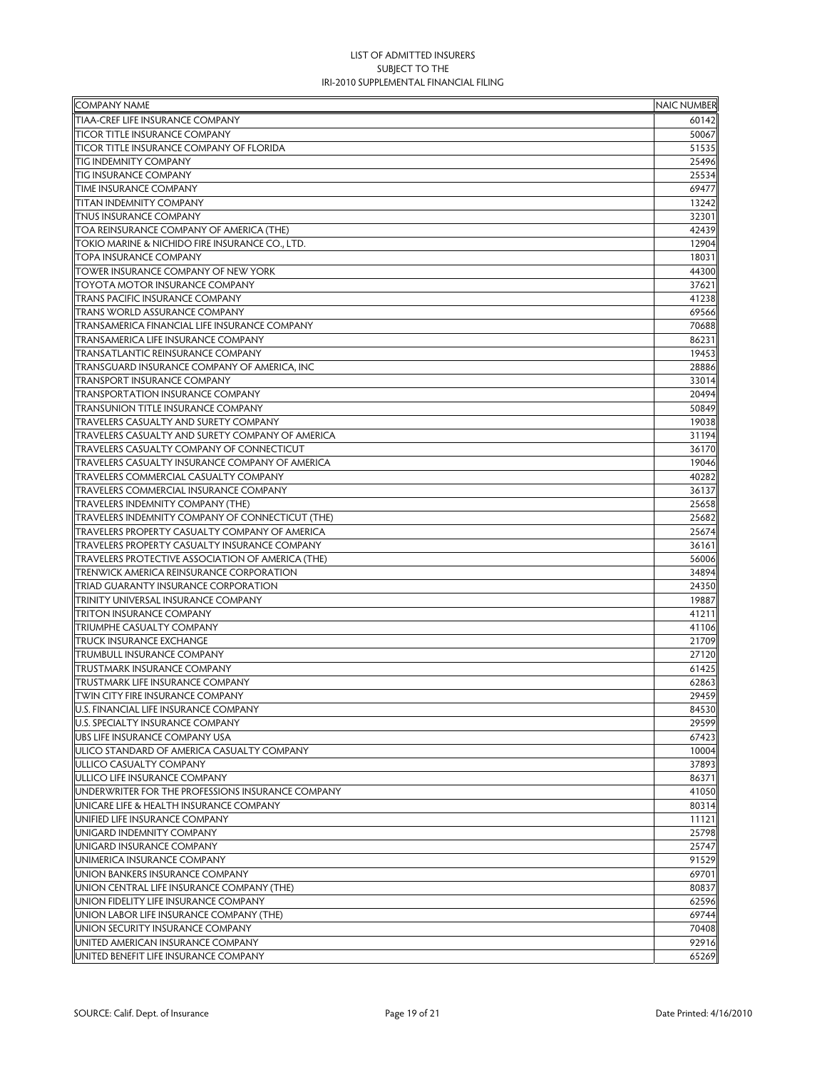LIST OF ADMITTED INSURERS
SUBJECT TO THE
IRI-2010 SUPPLEMENTAL FINANCIAL FILING

| COMPANY NAME | NAIC NUMBER |
|---|---|
| TIAA-CREF LIFE INSURANCE COMPANY | 60142 |
| TICOR TITLE INSURANCE COMPANY | 50067 |
| TICOR TITLE INSURANCE COMPANY OF FLORIDA | 51535 |
| TIG INDEMNITY COMPANY | 25496 |
| TIG INSURANCE COMPANY | 25534 |
| TIME INSURANCE COMPANY | 69477 |
| TITAN INDEMNITY COMPANY | 13242 |
| TNUS INSURANCE COMPANY | 32301 |
| TOA REINSURANCE COMPANY OF AMERICA (THE) | 42439 |
| TOKIO MARINE & NICHIDO FIRE INSURANCE CO., LTD. | 12904 |
| TOPA INSURANCE COMPANY | 18031 |
| TOWER INSURANCE COMPANY OF NEW YORK | 44300 |
| TOYOTA MOTOR INSURANCE COMPANY | 37621 |
| TRANS PACIFIC INSURANCE COMPANY | 41238 |
| TRANS WORLD ASSURANCE COMPANY | 69566 |
| TRANSAMERICA FINANCIAL LIFE INSURANCE COMPANY | 70688 |
| TRANSAMERICA LIFE INSURANCE COMPANY | 86231 |
| TRANSATLANTIC REINSURANCE COMPANY | 19453 |
| TRANSGUARD INSURANCE COMPANY OF AMERICA, INC | 28886 |
| TRANSPORT INSURANCE COMPANY | 33014 |
| TRANSPORTATION INSURANCE COMPANY | 20494 |
| TRANSUNION TITLE INSURANCE COMPANY | 50849 |
| TRAVELERS CASUALTY AND SURETY COMPANY | 19038 |
| TRAVELERS CASUALTY AND SURETY COMPANY OF AMERICA | 31194 |
| TRAVELERS CASUALTY COMPANY OF CONNECTICUT | 36170 |
| TRAVELERS CASUALTY INSURANCE COMPANY OF AMERICA | 19046 |
| TRAVELERS COMMERCIAL CASUALTY COMPANY | 40282 |
| TRAVELERS COMMERCIAL INSURANCE COMPANY | 36137 |
| TRAVELERS INDEMNITY COMPANY (THE) | 25658 |
| TRAVELERS INDEMNITY COMPANY OF CONNECTICUT (THE) | 25682 |
| TRAVELERS PROPERTY CASUALTY COMPANY OF AMERICA | 25674 |
| TRAVELERS PROPERTY CASUALTY INSURANCE COMPANY | 36161 |
| TRAVELERS PROTECTIVE ASSOCIATION OF AMERICA (THE) | 56006 |
| TRENWICK AMERICA REINSURANCE CORPORATION | 34894 |
| TRIAD GUARANTY INSURANCE CORPORATION | 24350 |
| TRINITY UNIVERSAL INSURANCE COMPANY | 19887 |
| TRITON INSURANCE COMPANY | 41211 |
| TRIUMPHE CASUALTY COMPANY | 41106 |
| TRUCK INSURANCE EXCHANGE | 21709 |
| TRUMBULL INSURANCE COMPANY | 27120 |
| TRUSTMARK INSURANCE COMPANY | 61425 |
| TRUSTMARK LIFE INSURANCE COMPANY | 62863 |
| TWIN CITY FIRE INSURANCE COMPANY | 29459 |
| U.S. FINANCIAL LIFE INSURANCE COMPANY | 84530 |
| U.S. SPECIALTY INSURANCE COMPANY | 29599 |
| UBS LIFE INSURANCE COMPANY USA | 67423 |
| ULICO STANDARD OF AMERICA CASUALTY COMPANY | 10004 |
| ULLICO CASUALTY COMPANY | 37893 |
| ULLICO LIFE INSURANCE COMPANY | 86371 |
| UNDERWRITER FOR THE PROFESSIONS INSURANCE COMPANY | 41050 |
| UNICARE LIFE & HEALTH INSURANCE COMPANY | 80314 |
| UNIFIED LIFE INSURANCE COMPANY | 11121 |
| UNIGARD INDEMNITY COMPANY | 25798 |
| UNIGARD INSURANCE COMPANY | 25747 |
| UNIMERICA INSURANCE COMPANY | 91529 |
| UNION BANKERS INSURANCE COMPANY | 69701 |
| UNION CENTRAL LIFE INSURANCE COMPANY (THE) | 80837 |
| UNION FIDELITY LIFE INSURANCE COMPANY | 62596 |
| UNION LABOR LIFE INSURANCE COMPANY (THE) | 69744 |
| UNION SECURITY INSURANCE COMPANY | 70408 |
| UNITED AMERICAN INSURANCE COMPANY | 92916 |
| UNITED BENEFIT LIFE INSURANCE COMPANY | 65269 |

SOURCE: Calif. Dept. of Insurance | Date Printed: 4/16/2010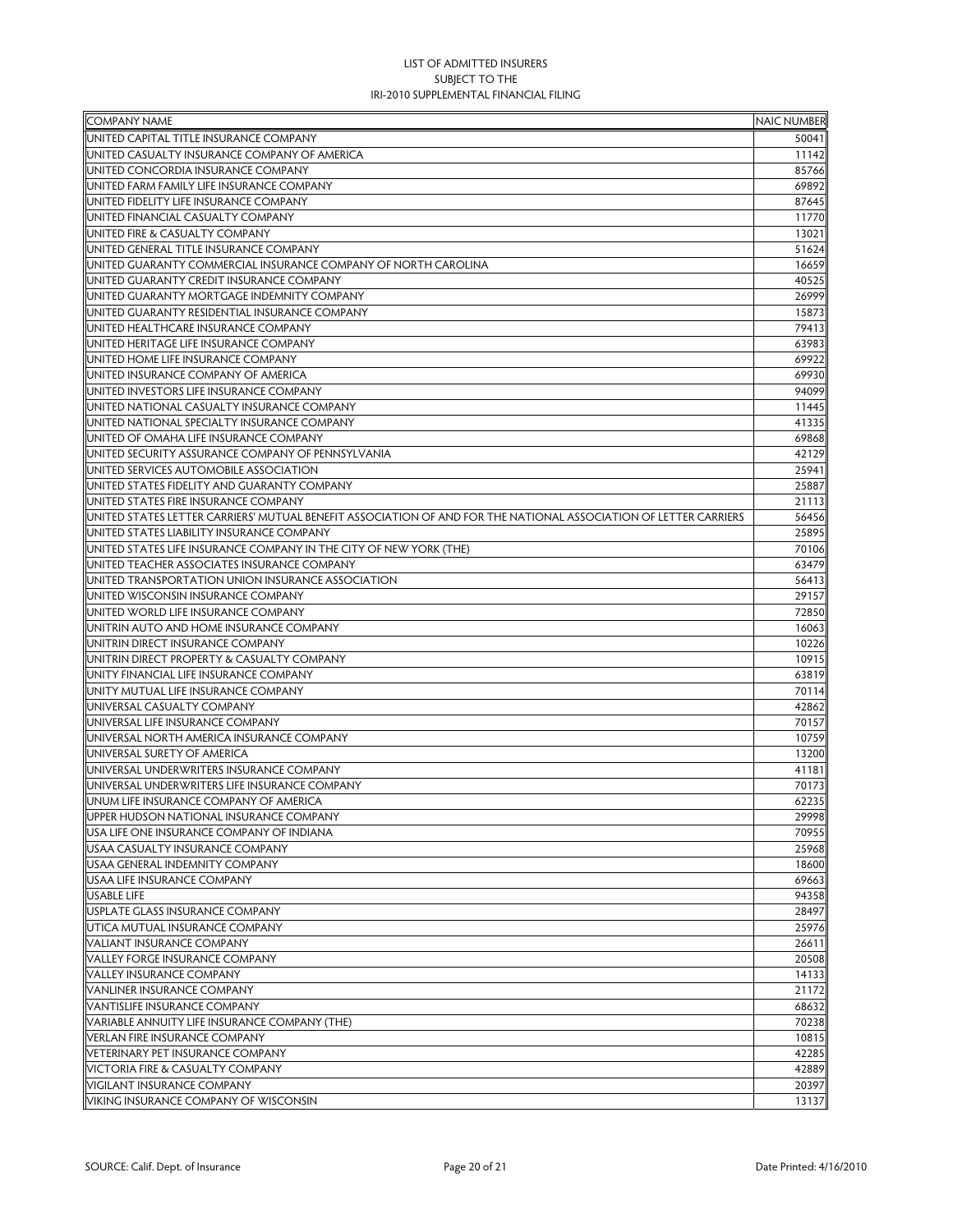LIST OF ADMITTED INSURERS
SUBJECT TO THE
IRI-2010 SUPPLEMENTAL FINANCIAL FILING

| COMPANY NAME | NAIC NUMBER |
|---|---|
| UNITED CAPITAL TITLE INSURANCE COMPANY | 50041 |
| UNITED CASUALTY INSURANCE COMPANY OF AMERICA | 11142 |
| UNITED CONCORDIA INSURANCE COMPANY | 85766 |
| UNITED FARM FAMILY LIFE INSURANCE COMPANY | 69892 |
| UNITED FIDELITY LIFE INSURANCE COMPANY | 87645 |
| UNITED FINANCIAL CASUALTY COMPANY | 11770 |
| UNITED FIRE & CASUALTY COMPANY | 13021 |
| UNITED GENERAL TITLE INSURANCE COMPANY | 51624 |
| UNITED GUARANTY COMMERCIAL INSURANCE COMPANY OF NORTH CAROLINA | 16659 |
| UNITED GUARANTY CREDIT INSURANCE COMPANY | 40525 |
| UNITED GUARANTY MORTGAGE INDEMNITY COMPANY | 26999 |
| UNITED GUARANTY RESIDENTIAL INSURANCE COMPANY | 15873 |
| UNITED HEALTHCARE INSURANCE COMPANY | 79413 |
| UNITED HERITAGE LIFE INSURANCE COMPANY | 63983 |
| UNITED HOME LIFE INSURANCE COMPANY | 69922 |
| UNITED INSURANCE COMPANY OF AMERICA | 69930 |
| UNITED INVESTORS LIFE INSURANCE COMPANY | 94099 |
| UNITED NATIONAL CASUALTY INSURANCE COMPANY | 11445 |
| UNITED NATIONAL SPECIALTY INSURANCE COMPANY | 41335 |
| UNITED OF OMAHA LIFE INSURANCE COMPANY | 69868 |
| UNITED SECURITY ASSURANCE COMPANY OF PENNSYLVANIA | 42129 |
| UNITED SERVICES AUTOMOBILE ASSOCIATION | 25941 |
| UNITED STATES FIDELITY AND GUARANTY COMPANY | 25887 |
| UNITED STATES FIRE INSURANCE COMPANY | 21113 |
| UNITED STATES LETTER CARRIERS' MUTUAL BENEFIT ASSOCIATION OF AND FOR THE NATIONAL ASSOCIATION OF LETTER CARRIERS | 56456 |
| UNITED STATES LIABILITY INSURANCE COMPANY | 25895 |
| UNITED STATES LIFE INSURANCE COMPANY IN THE CITY OF NEW YORK (THE) | 70106 |
| UNITED TEACHER ASSOCIATES INSURANCE COMPANY | 63479 |
| UNITED TRANSPORTATION UNION INSURANCE ASSOCIATION | 56413 |
| UNITED WISCONSIN INSURANCE COMPANY | 29157 |
| UNITED WORLD LIFE INSURANCE COMPANY | 72850 |
| UNITRIN AUTO AND HOME INSURANCE COMPANY | 16063 |
| UNITRIN DIRECT INSURANCE COMPANY | 10226 |
| UNITRIN DIRECT PROPERTY & CASUALTY COMPANY | 10915 |
| UNITY FINANCIAL LIFE INSURANCE COMPANY | 63819 |
| UNITY MUTUAL LIFE INSURANCE COMPANY | 70114 |
| UNIVERSAL CASUALTY COMPANY | 42862 |
| UNIVERSAL LIFE INSURANCE COMPANY | 70157 |
| UNIVERSAL NORTH AMERICA INSURANCE COMPANY | 10759 |
| UNIVERSAL SURETY OF AMERICA | 13200 |
| UNIVERSAL UNDERWRITERS INSURANCE COMPANY | 41181 |
| UNIVERSAL UNDERWRITERS LIFE INSURANCE COMPANY | 70173 |
| UNUM LIFE INSURANCE COMPANY OF AMERICA | 62235 |
| UPPER HUDSON NATIONAL INSURANCE COMPANY | 29998 |
| USA LIFE ONE INSURANCE COMPANY OF INDIANA | 70955 |
| USAA CASUALTY INSURANCE COMPANY | 25968 |
| USAA GENERAL INDEMNITY COMPANY | 18600 |
| USAA LIFE INSURANCE COMPANY | 69663 |
| USABLE LIFE | 94358 |
| USPLATE GLASS INSURANCE COMPANY | 28497 |
| UTICA MUTUAL INSURANCE COMPANY | 25976 |
| VALIANT INSURANCE COMPANY | 26611 |
| VALLEY FORGE INSURANCE COMPANY | 20508 |
| VALLEY INSURANCE COMPANY | 14133 |
| VANLINER INSURANCE COMPANY | 21172 |
| VANTISLIFE INSURANCE COMPANY | 68632 |
| VARIABLE ANNUITY LIFE INSURANCE COMPANY (THE) | 70238 |
| VERLAN FIRE INSURANCE COMPANY | 10815 |
| VETERINARY PET INSURANCE COMPANY | 42285 |
| VICTORIA FIRE & CASUALTY COMPANY | 42889 |
| VIGILANT INSURANCE COMPANY | 20397 |
| VIKING INSURANCE COMPANY OF WISCONSIN | 13137 |

SOURCE: Calif. Dept. of Insurance | Date Printed: 4/16/2010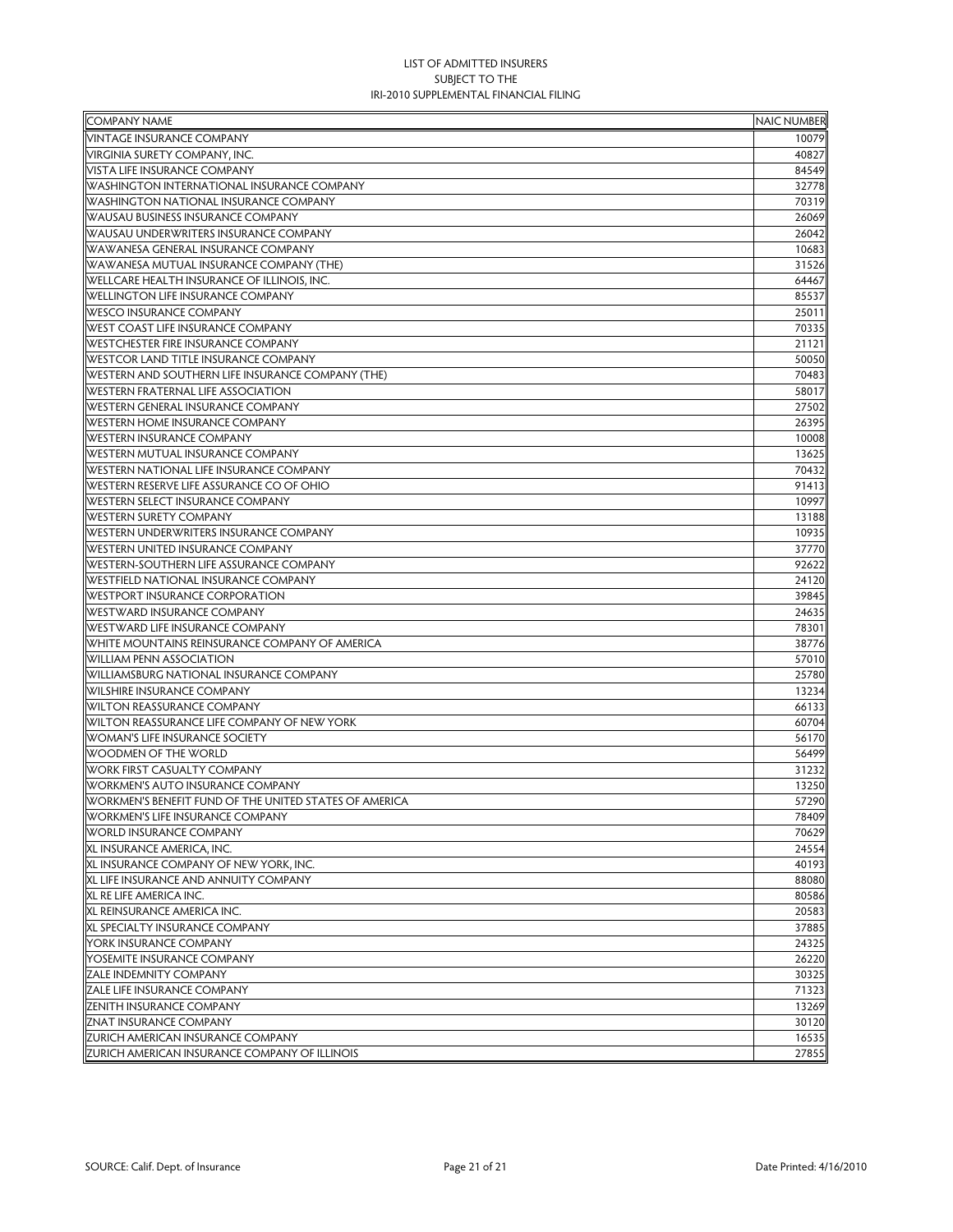LIST OF ADMITTED INSURERS
SUBJECT TO THE
IRI-2010 SUPPLEMENTAL FINANCIAL FILING

| COMPANY NAME | NAIC NUMBER |
|---|---|
| VINTAGE INSURANCE COMPANY | 10079 |
| VIRGINIA SURETY COMPANY, INC. | 40827 |
| VISTA LIFE INSURANCE COMPANY | 84549 |
| WASHINGTON INTERNATIONAL INSURANCE COMPANY | 32778 |
| WASHINGTON NATIONAL INSURANCE COMPANY | 70319 |
| WAUSAU BUSINESS INSURANCE COMPANY | 26069 |
| WAUSAU UNDERWRITERS INSURANCE COMPANY | 26042 |
| WAWANESA GENERAL INSURANCE COMPANY | 10683 |
| WAWANESA MUTUAL INSURANCE COMPANY (THE) | 31526 |
| WELLCARE HEALTH INSURANCE OF ILLINOIS, INC. | 64467 |
| WELLINGTON LIFE INSURANCE COMPANY | 85537 |
| WESCO INSURANCE COMPANY | 25011 |
| WEST COAST LIFE INSURANCE COMPANY | 70335 |
| WESTCHESTER FIRE INSURANCE COMPANY | 21121 |
| WESTCOR LAND TITLE INSURANCE COMPANY | 50050 |
| WESTERN AND SOUTHERN LIFE INSURANCE COMPANY (THE) | 70483 |
| WESTERN FRATERNAL LIFE ASSOCIATION | 58017 |
| WESTERN GENERAL INSURANCE COMPANY | 27502 |
| WESTERN HOME INSURANCE COMPANY | 26395 |
| WESTERN INSURANCE COMPANY | 10008 |
| WESTERN MUTUAL INSURANCE COMPANY | 13625 |
| WESTERN NATIONAL LIFE INSURANCE COMPANY | 70432 |
| WESTERN RESERVE LIFE ASSURANCE CO OF OHIO | 91413 |
| WESTERN SELECT INSURANCE COMPANY | 10997 |
| WESTERN SURETY COMPANY | 13188 |
| WESTERN UNDERWRITERS INSURANCE COMPANY | 10935 |
| WESTERN UNITED INSURANCE COMPANY | 37770 |
| WESTERN-SOUTHERN LIFE ASSURANCE COMPANY | 92622 |
| WESTFIELD NATIONAL INSURANCE COMPANY | 24120 |
| WESTPORT INSURANCE CORPORATION | 39845 |
| WESTWARD INSURANCE COMPANY | 24635 |
| WESTWARD LIFE INSURANCE COMPANY | 78301 |
| WHITE MOUNTAINS REINSURANCE COMPANY OF AMERICA | 38776 |
| WILLIAM PENN ASSOCIATION | 57010 |
| WILLIAMSBURG NATIONAL INSURANCE COMPANY | 25780 |
| WILSHIRE INSURANCE COMPANY | 13234 |
| WILTON REASSURANCE COMPANY | 66133 |
| WILTON REASSURANCE LIFE COMPANY OF NEW YORK | 60704 |
| WOMAN'S LIFE INSURANCE SOCIETY | 56170 |
| WOODMEN OF THE WORLD | 56499 |
| WORK FIRST CASUALTY COMPANY | 31232 |
| WORKMEN'S AUTO INSURANCE COMPANY | 13250 |
| WORKMEN'S BENEFIT FUND OF THE UNITED STATES OF AMERICA | 57290 |
| WORKMEN'S LIFE INSURANCE COMPANY | 78409 |
| WORLD INSURANCE COMPANY | 70629 |
| XL INSURANCE AMERICA, INC. | 24554 |
| XL INSURANCE COMPANY OF NEW YORK, INC. | 40193 |
| XL LIFE INSURANCE AND ANNUITY COMPANY | 88080 |
| XL RE LIFE AMERICA INC. | 80586 |
| XL REINSURANCE AMERICA INC. | 20583 |
| XL SPECIALTY INSURANCE COMPANY | 37885 |
| YORK INSURANCE COMPANY | 24325 |
| YOSEMITE INSURANCE COMPANY | 26220 |
| ZALE INDEMNITY COMPANY | 30325 |
| ZALE LIFE INSURANCE COMPANY | 71323 |
| ZENITH INSURANCE COMPANY | 13269 |
| ZNAT INSURANCE COMPANY | 30120 |
| ZURICH AMERICAN INSURANCE COMPANY | 16535 |
| ZURICH AMERICAN INSURANCE COMPANY OF ILLINOIS | 27855 |

SOURCE: Calif. Dept. of Insurance

Date Printed: 4/16/2010